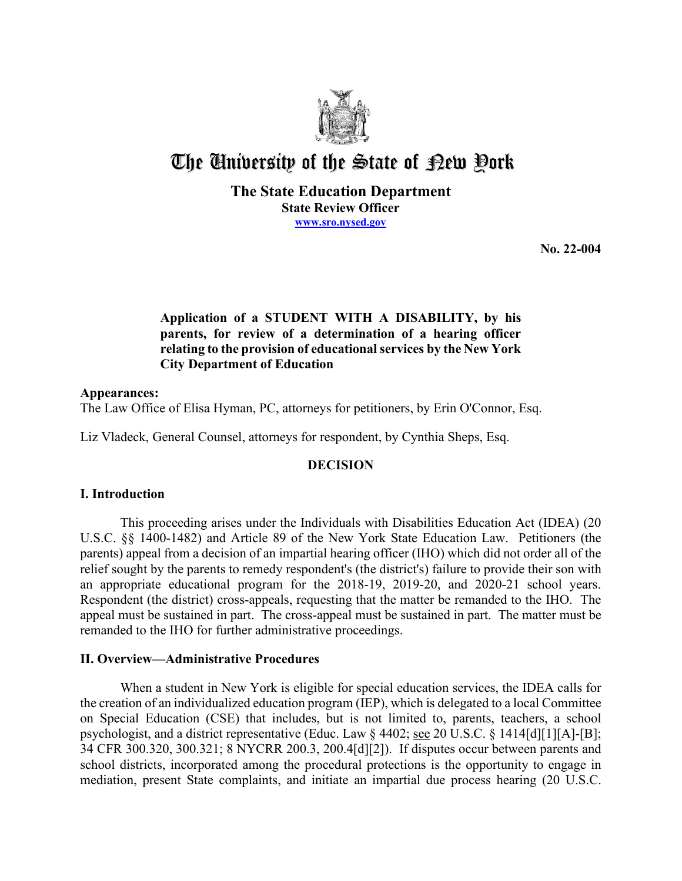# The University of the State of New York

**The State Education Department**
**State Review Officer**
**www.sro.nysed.gov**

**No. 22-004**

**Application of a STUDENT WITH A DISABILITY, by his parents, for review of a determination of a hearing officer relating to the provision of educational services by the New York City Department of Education**

**Appearances:**
The Law Office of Elisa Hyman, PC, attorneys for petitioners, by Erin O'Connor, Esq.

Liz Vladeck, General Counsel, attorneys for respondent, by Cynthia Sheps, Esq.

## DECISION

### I. Introduction

This proceeding arises under the Individuals with Disabilities Education Act (IDEA) (20 U.S.C. §§ 1400-1482) and Article 89 of the New York State Education Law. Petitioners (the parents) appeal from a decision of an impartial hearing officer (IHO) which did not order all of the relief sought by the parents to remedy respondent's (the district's) failure to provide their son with an appropriate educational program for the 2018-19, 2019-20, and 2020-21 school years. Respondent (the district) cross-appeals, requesting that the matter be remanded to the IHO. The appeal must be sustained in part. The cross-appeal must be sustained in part. The matter must be remanded to the IHO for further administrative proceedings.

### II. Overview—Administrative Procedures

When a student in New York is eligible for special education services, the IDEA calls for the creation of an individualized education program (IEP), which is delegated to a local Committee on Special Education (CSE) that includes, but is not limited to, parents, teachers, a school psychologist, and a district representative (Educ. Law § 4402; see 20 U.S.C. § 1414[d][1][A]-[B]; 34 CFR 300.320, 300.321; 8 NYCRR 200.3, 200.4[d][2]). If disputes occur between parents and school districts, incorporated among the procedural protections is the opportunity to engage in mediation, present State complaints, and initiate an impartial due process hearing (20 U.S.C.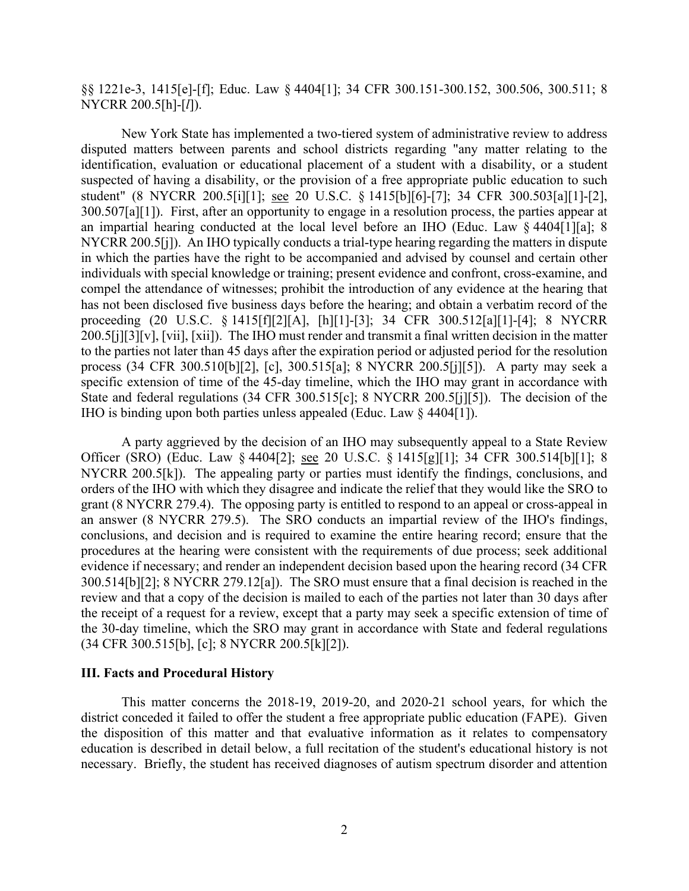§§ 1221e-3, 1415[e]-[f]; Educ. Law § 4404[1]; 34 CFR 300.151-300.152, 300.506, 300.511; 8 NYCRR 200.5[h]-[*l*]).

New York State has implemented a two-tiered system of administrative review to address disputed matters between parents and school districts regarding "any matter relating to the identification, evaluation or educational placement of a student with a disability, or a student suspected of having a disability, or the provision of a free appropriate public education to such student" (8 NYCRR 200.5[i][1]; see 20 U.S.C. § 1415[b][6]-[7]; 34 CFR 300.503[a][1]-[2], 300.507[a][1]). First, after an opportunity to engage in a resolution process, the parties appear at an impartial hearing conducted at the local level before an IHO (Educ. Law § 4404[1][a]; 8 NYCRR 200.5[j]). An IHO typically conducts a trial-type hearing regarding the matters in dispute in which the parties have the right to be accompanied and advised by counsel and certain other individuals with special knowledge or training; present evidence and confront, cross-examine, and compel the attendance of witnesses; prohibit the introduction of any evidence at the hearing that has not been disclosed five business days before the hearing; and obtain a verbatim record of the proceeding (20 U.S.C. § 1415[f][2][A], [h][1]-[3]; 34 CFR 300.512[a][1]-[4]; 8 NYCRR 200.5[j][3][v], [vii], [xii]). The IHO must render and transmit a final written decision in the matter to the parties not later than 45 days after the expiration period or adjusted period for the resolution process (34 CFR 300.510[b][2], [c], 300.515[a]; 8 NYCRR 200.5[j][5]). A party may seek a specific extension of time of the 45-day timeline, which the IHO may grant in accordance with State and federal regulations (34 CFR 300.515[c]; 8 NYCRR 200.5[j][5]). The decision of the IHO is binding upon both parties unless appealed (Educ. Law § 4404[1]).

A party aggrieved by the decision of an IHO may subsequently appeal to a State Review Officer (SRO) (Educ. Law § 4404[2]; see 20 U.S.C. § 1415[g][1]; 34 CFR 300.514[b][1]; 8 NYCRR 200.5[k]). The appealing party or parties must identify the findings, conclusions, and orders of the IHO with which they disagree and indicate the relief that they would like the SRO to grant (8 NYCRR 279.4). The opposing party is entitled to respond to an appeal or cross-appeal in an answer (8 NYCRR 279.5). The SRO conducts an impartial review of the IHO's findings, conclusions, and decision and is required to examine the entire hearing record; ensure that the procedures at the hearing were consistent with the requirements of due process; seek additional evidence if necessary; and render an independent decision based upon the hearing record (34 CFR 300.514[b][2]; 8 NYCRR 279.12[a]). The SRO must ensure that a final decision is reached in the review and that a copy of the decision is mailed to each of the parties not later than 30 days after the receipt of a request for a review, except that a party may seek a specific extension of time of the 30-day timeline, which the SRO may grant in accordance with State and federal regulations (34 CFR 300.515[b], [c]; 8 NYCRR 200.5[k][2]).

## III. Facts and Procedural History

This matter concerns the 2018-19, 2019-20, and 2020-21 school years, for which the district conceded it failed to offer the student a free appropriate public education (FAPE). Given the disposition of this matter and that evaluative information as it relates to compensatory education is described in detail below, a full recitation of the student's educational history is not necessary. Briefly, the student has received diagnoses of autism spectrum disorder and attention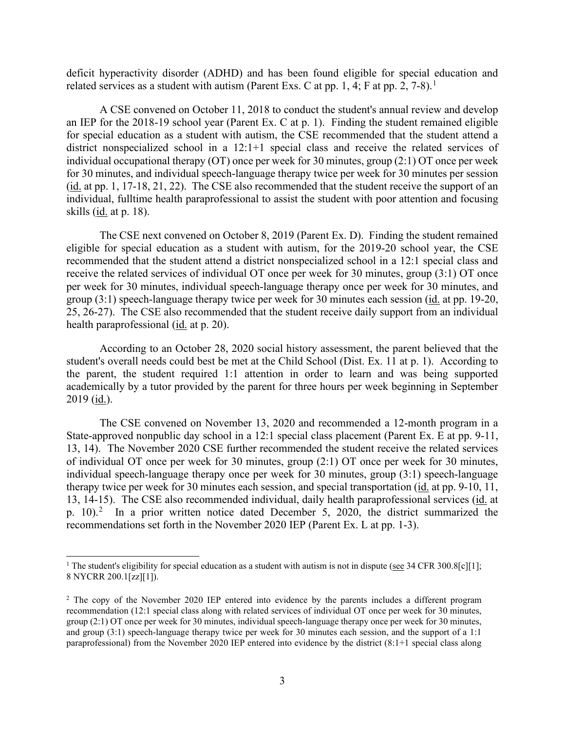deficit hyperactivity disorder (ADHD) and has been found eligible for special education and related services as a student with autism (Parent Exs. C at pp. 1, 4; F at pp. 2, 7-8).[1]

A CSE convened on October 11, 2018 to conduct the student's annual review and develop an IEP for the 2018-19 school year (Parent Ex. C at p. 1). Finding the student remained eligible for special education as a student with autism, the CSE recommended that the student attend a district nonspecialized school in a 12:1+1 special class and receive the related services of individual occupational therapy (OT) once per week for 30 minutes, group (2:1) OT once per week for 30 minutes, and individual speech-language therapy twice per week for 30 minutes per session (id. at pp. 1, 17-18, 21, 22). The CSE also recommended that the student receive the support of an individual, fulltime health paraprofessional to assist the student with poor attention and focusing skills (id. at p. 18).

The CSE next convened on October 8, 2019 (Parent Ex. D). Finding the student remained eligible for special education as a student with autism, for the 2019-20 school year, the CSE recommended that the student attend a district nonspecialized school in a 12:1 special class and receive the related services of individual OT once per week for 30 minutes, group (3:1) OT once per week for 30 minutes, individual speech-language therapy once per week for 30 minutes, and group (3:1) speech-language therapy twice per week for 30 minutes each session (id. at pp. 19-20, 25, 26-27). The CSE also recommended that the student receive daily support from an individual health paraprofessional (id. at p. 20).

According to an October 28, 2020 social history assessment, the parent believed that the student's overall needs could best be met at the Child School (Dist. Ex. 11 at p. 1). According to the parent, the student required 1:1 attention in order to learn and was being supported academically by a tutor provided by the parent for three hours per week beginning in September 2019 (id.).

The CSE convened on November 13, 2020 and recommended a 12-month program in a State-approved nonpublic day school in a 12:1 special class placement (Parent Ex. E at pp. 9-11, 13, 14). The November 2020 CSE further recommended the student receive the related services of individual OT once per week for 30 minutes, group (2:1) OT once per week for 30 minutes, individual speech-language therapy once per week for 30 minutes, group (3:1) speech-language therapy twice per week for 30 minutes each session, and special transportation (id. at pp. 9-10, 11, 13, 14-15). The CSE also recommended individual, daily health paraprofessional services (id. at p. 10).[2] In a prior written notice dated December 5, 2020, the district summarized the recommendations set forth in the November 2020 IEP (Parent Ex. L at pp. 1-3).

---

[1] The student's eligibility for special education as a student with autism is not in dispute (see 34 CFR 300.8[c][1]; 8 NYCRR 200.1[zz][1]).

[2] The copy of the November 2020 IEP entered into evidence by the parents includes a different program recommendation (12:1 special class along with related services of individual OT once per week for 30 minutes, group (2:1) OT once per week for 30 minutes, individual speech-language therapy once per week for 30 minutes, and group (3:1) speech-language therapy twice per week for 30 minutes each session, and the support of a 1:1 paraprofessional) from the November 2020 IEP entered into evidence by the district (8:1+1 special class along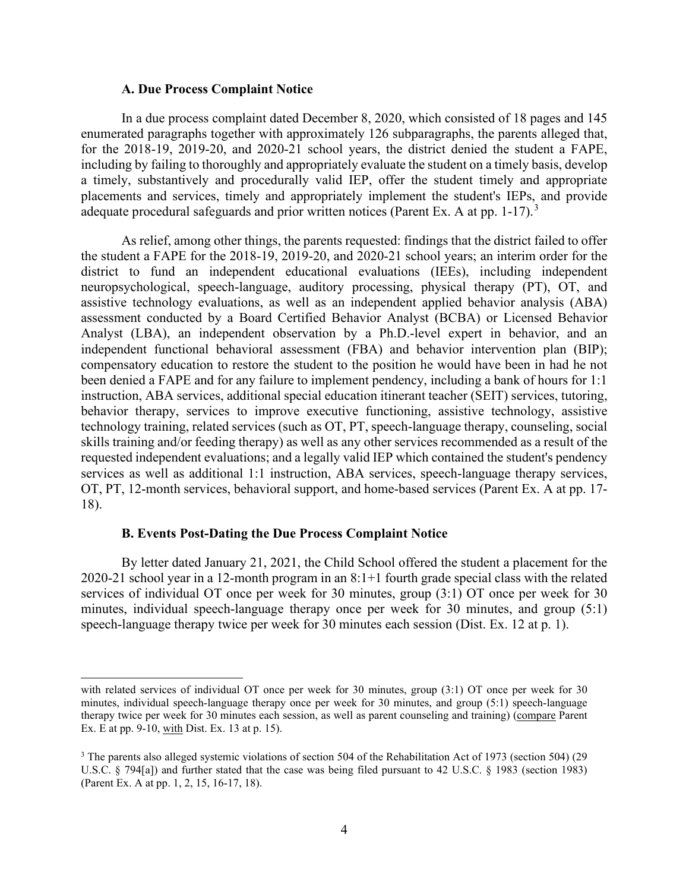### A. Due Process Complaint Notice

In a due process complaint dated December 8, 2020, which consisted of 18 pages and 145 enumerated paragraphs together with approximately 126 subparagraphs, the parents alleged that, for the 2018-19, 2019-20, and 2020-21 school years, the district denied the student a FAPE, including by failing to thoroughly and appropriately evaluate the student on a timely basis, develop a timely, substantively and procedurally valid IEP, offer the student timely and appropriate placements and services, timely and appropriately implement the student's IEPs, and provide adequate procedural safeguards and prior written notices (Parent Ex. A at pp. 1-17).[3]

As relief, among other things, the parents requested: findings that the district failed to offer the student a FAPE for the 2018-19, 2019-20, and 2020-21 school years; an interim order for the district to fund an independent educational evaluations (IEEs), including independent neuropsychological, speech-language, auditory processing, physical therapy (PT), OT, and assistive technology evaluations, as well as an independent applied behavior analysis (ABA) assessment conducted by a Board Certified Behavior Analyst (BCBA) or Licensed Behavior Analyst (LBA), an independent observation by a Ph.D.-level expert in behavior, and an independent functional behavioral assessment (FBA) and behavior intervention plan (BIP); compensatory education to restore the student to the position he would have been in had he not been denied a FAPE and for any failure to implement pendency, including a bank of hours for 1:1 instruction, ABA services, additional special education itinerant teacher (SEIT) services, tutoring, behavior therapy, services to improve executive functioning, assistive technology, assistive technology training, related services (such as OT, PT, speech-language therapy, counseling, social skills training and/or feeding therapy) as well as any other services recommended as a result of the requested independent evaluations; and a legally valid IEP which contained the student's pendency services as well as additional 1:1 instruction, ABA services, speech-language therapy services, OT, PT, 12-month services, behavioral support, and home-based services (Parent Ex. A at pp. 17-18).

### B. Events Post-Dating the Due Process Complaint Notice

By letter dated January 21, 2021, the Child School offered the student a placement for the 2020-21 school year in a 12-month program in an 8:1+1 fourth grade special class with the related services of individual OT once per week for 30 minutes, group (3:1) OT once per week for 30 minutes, individual speech-language therapy once per week for 30 minutes, and group (5:1) speech-language therapy twice per week for 30 minutes each session (Dist. Ex. 12 at p. 1).

---

with related services of individual OT once per week for 30 minutes, group (3:1) OT once per week for 30 minutes, individual speech-language therapy once per week for 30 minutes, and group (5:1) speech-language therapy twice per week for 30 minutes each session, as well as parent counseling and training) (compare Parent Ex. E at pp. 9-10, with Dist. Ex. 13 at p. 15).

[3] The parents also alleged systemic violations of section 504 of the Rehabilitation Act of 1973 (section 504) (29 U.S.C. § 794[a]) and further stated that the case was being filed pursuant to 42 U.S.C. § 1983 (section 1983) (Parent Ex. A at pp. 1, 2, 15, 16-17, 18).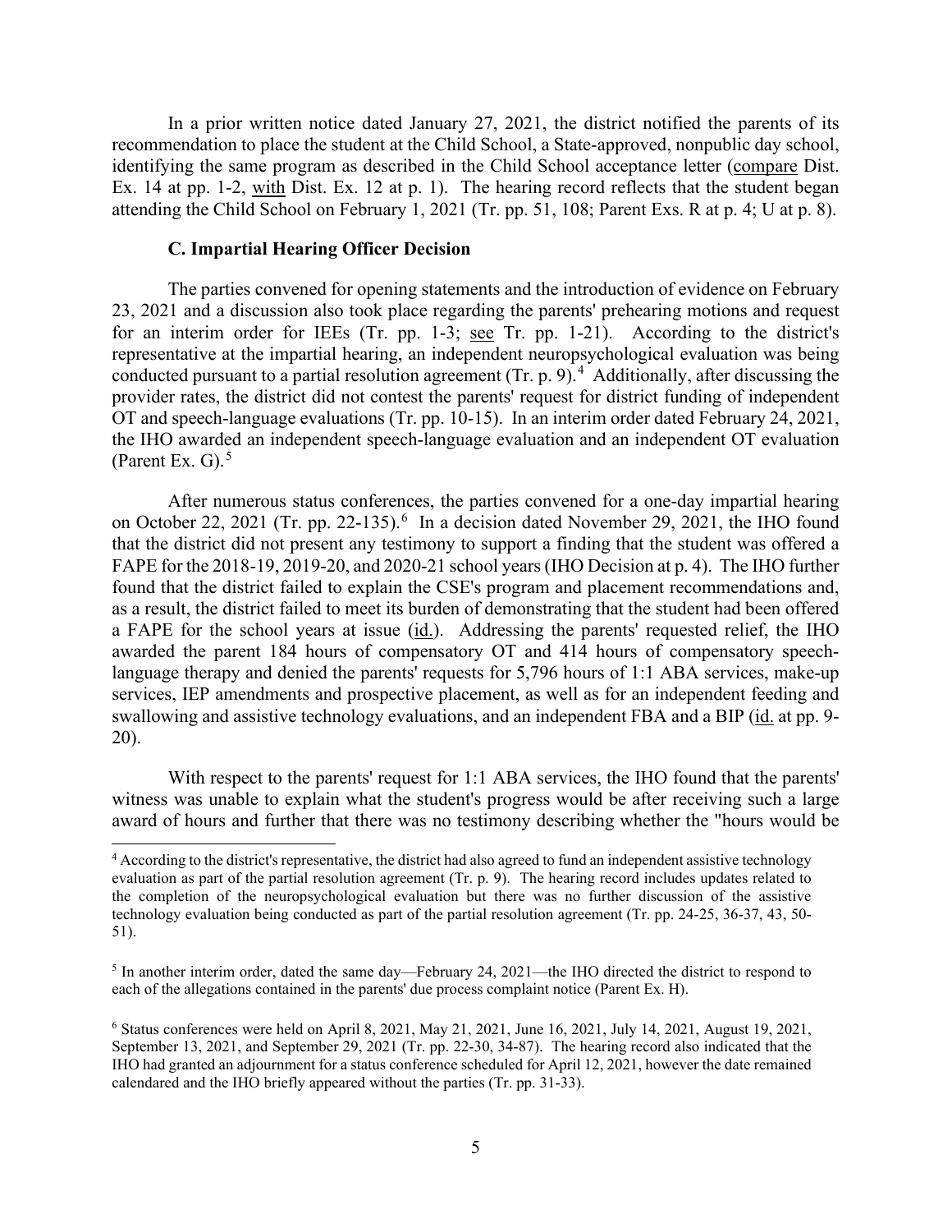In a prior written notice dated January 27, 2021, the district notified the parents of its recommendation to place the student at the Child School, a State-approved, nonpublic day school, identifying the same program as described in the Child School acceptance letter (compare Dist. Ex. 14 at pp. 1-2, with Dist. Ex. 12 at p. 1). The hearing record reflects that the student began attending the Child School on February 1, 2021 (Tr. pp. 51, 108; Parent Exs. R at p. 4; U at p. 8).

### C. Impartial Hearing Officer Decision

The parties convened for opening statements and the introduction of evidence on February 23, 2021 and a discussion also took place regarding the parents' prehearing motions and request for an interim order for IEEs (Tr. pp. 1-3; see Tr. pp. 1-21). According to the district's representative at the impartial hearing, an independent neuropsychological evaluation was being conducted pursuant to a partial resolution agreement (Tr. p. 9).[4] Additionally, after discussing the provider rates, the district did not contest the parents' request for district funding of independent OT and speech-language evaluations (Tr. pp. 10-15). In an interim order dated February 24, 2021, the IHO awarded an independent speech-language evaluation and an independent OT evaluation (Parent Ex. G).[5]

After numerous status conferences, the parties convened for a one-day impartial hearing on October 22, 2021 (Tr. pp. 22-135).[6] In a decision dated November 29, 2021, the IHO found that the district did not present any testimony to support a finding that the student was offered a FAPE for the 2018-19, 2019-20, and 2020-21 school years (IHO Decision at p. 4). The IHO further found that the district failed to explain the CSE's program and placement recommendations and, as a result, the district failed to meet its burden of demonstrating that the student had been offered a FAPE for the school years at issue (id.). Addressing the parents' requested relief, the IHO awarded the parent 184 hours of compensatory OT and 414 hours of compensatory speech-language therapy and denied the parents' requests for 5,796 hours of 1:1 ABA services, make-up services, IEP amendments and prospective placement, as well as for an independent feeding and swallowing and assistive technology evaluations, and an independent FBA and a BIP (id. at pp. 9-20).

With respect to the parents' request for 1:1 ABA services, the IHO found that the parents' witness was unable to explain what the student's progress would be after receiving such a large award of hours and further that there was no testimony describing whether the "hours would be

[4] According to the district's representative, the district had also agreed to fund an independent assistive technology evaluation as part of the partial resolution agreement (Tr. p. 9). The hearing record includes updates related to the completion of the neuropsychological evaluation but there was no further discussion of the assistive technology evaluation being conducted as part of the partial resolution agreement (Tr. pp. 24-25, 36-37, 43, 50-51).

[5] In another interim order, dated the same day—February 24, 2021—the IHO directed the district to respond to each of the allegations contained in the parents' due process complaint notice (Parent Ex. H).

[6] Status conferences were held on April 8, 2021, May 21, 2021, June 16, 2021, July 14, 2021, August 19, 2021, September 13, 2021, and September 29, 2021 (Tr. pp. 22-30, 34-87). The hearing record also indicated that the IHO had granted an adjournment for a status conference scheduled for April 12, 2021, however the date remained calendared and the IHO briefly appeared without the parties (Tr. pp. 31-33).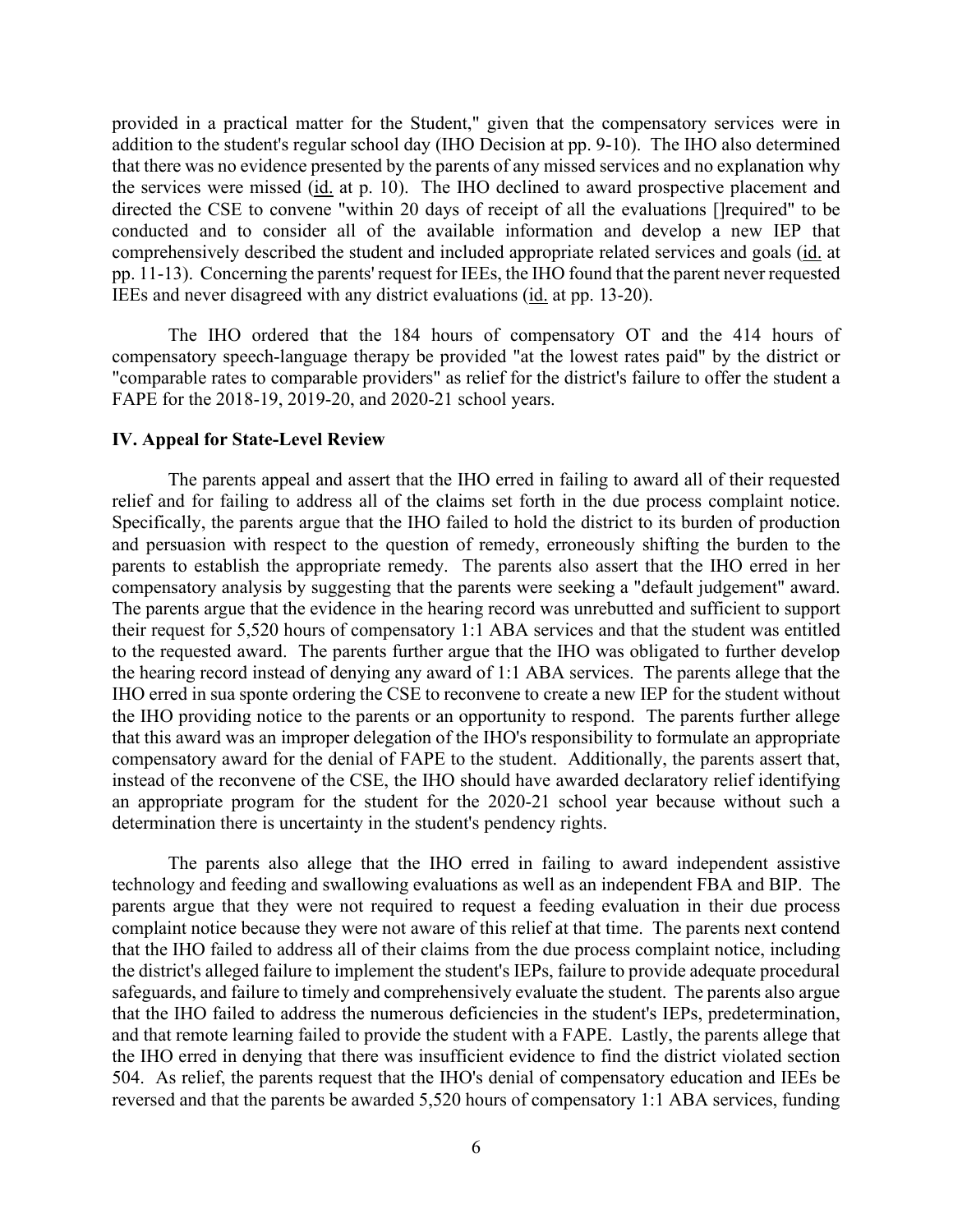provided in a practical matter for the Student," given that the compensatory services were in addition to the student's regular school day (IHO Decision at pp. 9-10). The IHO also determined that there was no evidence presented by the parents of any missed services and no explanation why the services were missed (id. at p. 10). The IHO declined to award prospective placement and directed the CSE to convene "within 20 days of receipt of all the evaluations []required" to be conducted and to consider all of the available information and develop a new IEP that comprehensively described the student and included appropriate related services and goals (id. at pp. 11-13). Concerning the parents' request for IEEs, the IHO found that the parent never requested IEEs and never disagreed with any district evaluations (id. at pp. 13-20).

The IHO ordered that the 184 hours of compensatory OT and the 414 hours of compensatory speech-language therapy be provided "at the lowest rates paid" by the district or "comparable rates to comparable providers" as relief for the district's failure to offer the student a FAPE for the 2018-19, 2019-20, and 2020-21 school years.

## IV. Appeal for State-Level Review

The parents appeal and assert that the IHO erred in failing to award all of their requested relief and for failing to address all of the claims set forth in the due process complaint notice. Specifically, the parents argue that the IHO failed to hold the district to its burden of production and persuasion with respect to the question of remedy, erroneously shifting the burden to the parents to establish the appropriate remedy. The parents also assert that the IHO erred in her compensatory analysis by suggesting that the parents were seeking a "default judgement" award. The parents argue that the evidence in the hearing record was unrebutted and sufficient to support their request for 5,520 hours of compensatory 1:1 ABA services and that the student was entitled to the requested award. The parents further argue that the IHO was obligated to further develop the hearing record instead of denying any award of 1:1 ABA services. The parents allege that the IHO erred in sua sponte ordering the CSE to reconvene to create a new IEP for the student without the IHO providing notice to the parents or an opportunity to respond. The parents further allege that this award was an improper delegation of the IHO's responsibility to formulate an appropriate compensatory award for the denial of FAPE to the student. Additionally, the parents assert that, instead of the reconvene of the CSE, the IHO should have awarded declaratory relief identifying an appropriate program for the student for the 2020-21 school year because without such a determination there is uncertainty in the student's pendency rights.

The parents also allege that the IHO erred in failing to award independent assistive technology and feeding and swallowing evaluations as well as an independent FBA and BIP. The parents argue that they were not required to request a feeding evaluation in their due process complaint notice because they were not aware of this relief at that time. The parents next contend that the IHO failed to address all of their claims from the due process complaint notice, including the district's alleged failure to implement the student's IEPs, failure to provide adequate procedural safeguards, and failure to timely and comprehensively evaluate the student. The parents also argue that the IHO failed to address the numerous deficiencies in the student's IEPs, predetermination, and that remote learning failed to provide the student with a FAPE. Lastly, the parents allege that the IHO erred in denying that there was insufficient evidence to find the district violated section 504. As relief, the parents request that the IHO's denial of compensatory education and IEEs be reversed and that the parents be awarded 5,520 hours of compensatory 1:1 ABA services, funding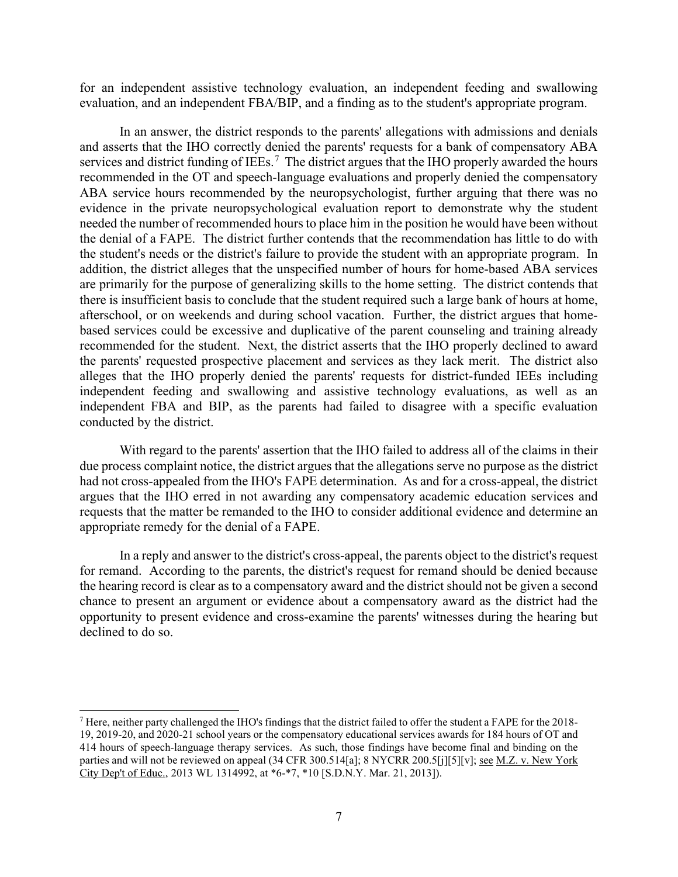for an independent assistive technology evaluation, an independent feeding and swallowing evaluation, and an independent FBA/BIP, and a finding as to the student's appropriate program.

In an answer, the district responds to the parents' allegations with admissions and denials and asserts that the IHO correctly denied the parents' requests for a bank of compensatory ABA services and district funding of IEEs.[7] The district argues that the IHO properly awarded the hours recommended in the OT and speech-language evaluations and properly denied the compensatory ABA service hours recommended by the neuropsychologist, further arguing that there was no evidence in the private neuropsychological evaluation report to demonstrate why the student needed the number of recommended hours to place him in the position he would have been without the denial of a FAPE. The district further contends that the recommendation has little to do with the student's needs or the district's failure to provide the student with an appropriate program. In addition, the district alleges that the unspecified number of hours for home-based ABA services are primarily for the purpose of generalizing skills to the home setting. The district contends that there is insufficient basis to conclude that the student required such a large bank of hours at home, afterschool, or on weekends and during school vacation. Further, the district argues that home-based services could be excessive and duplicative of the parent counseling and training already recommended for the student. Next, the district asserts that the IHO properly declined to award the parents' requested prospective placement and services as they lack merit. The district also alleges that the IHO properly denied the parents' requests for district-funded IEEs including independent feeding and swallowing and assistive technology evaluations, as well as an independent FBA and BIP, as the parents had failed to disagree with a specific evaluation conducted by the district.

With regard to the parents' assertion that the IHO failed to address all of the claims in their due process complaint notice, the district argues that the allegations serve no purpose as the district had not cross-appealed from the IHO's FAPE determination. As and for a cross-appeal, the district argues that the IHO erred in not awarding any compensatory academic education services and requests that the matter be remanded to the IHO to consider additional evidence and determine an appropriate remedy for the denial of a FAPE.

In a reply and answer to the district's cross-appeal, the parents object to the district's request for remand. According to the parents, the district's request for remand should be denied because the hearing record is clear as to a compensatory award and the district should not be given a second chance to present an argument or evidence about a compensatory award as the district had the opportunity to present evidence and cross-examine the parents' witnesses during the hearing but declined to do so.

---

[7] Here, neither party challenged the IHO's findings that the district failed to offer the student a FAPE for the 2018-19, 2019-20, and 2020-21 school years or the compensatory educational services awards for 184 hours of OT and 414 hours of speech-language therapy services. As such, those findings have become final and binding on the parties and will not be reviewed on appeal (34 CFR 300.514[a]; 8 NYCRR 200.5[j][5][v]; see M.Z. v. New York City Dep't of Educ., 2013 WL 1314992, at *6-*7, *10 [S.D.N.Y. Mar. 21, 2013]).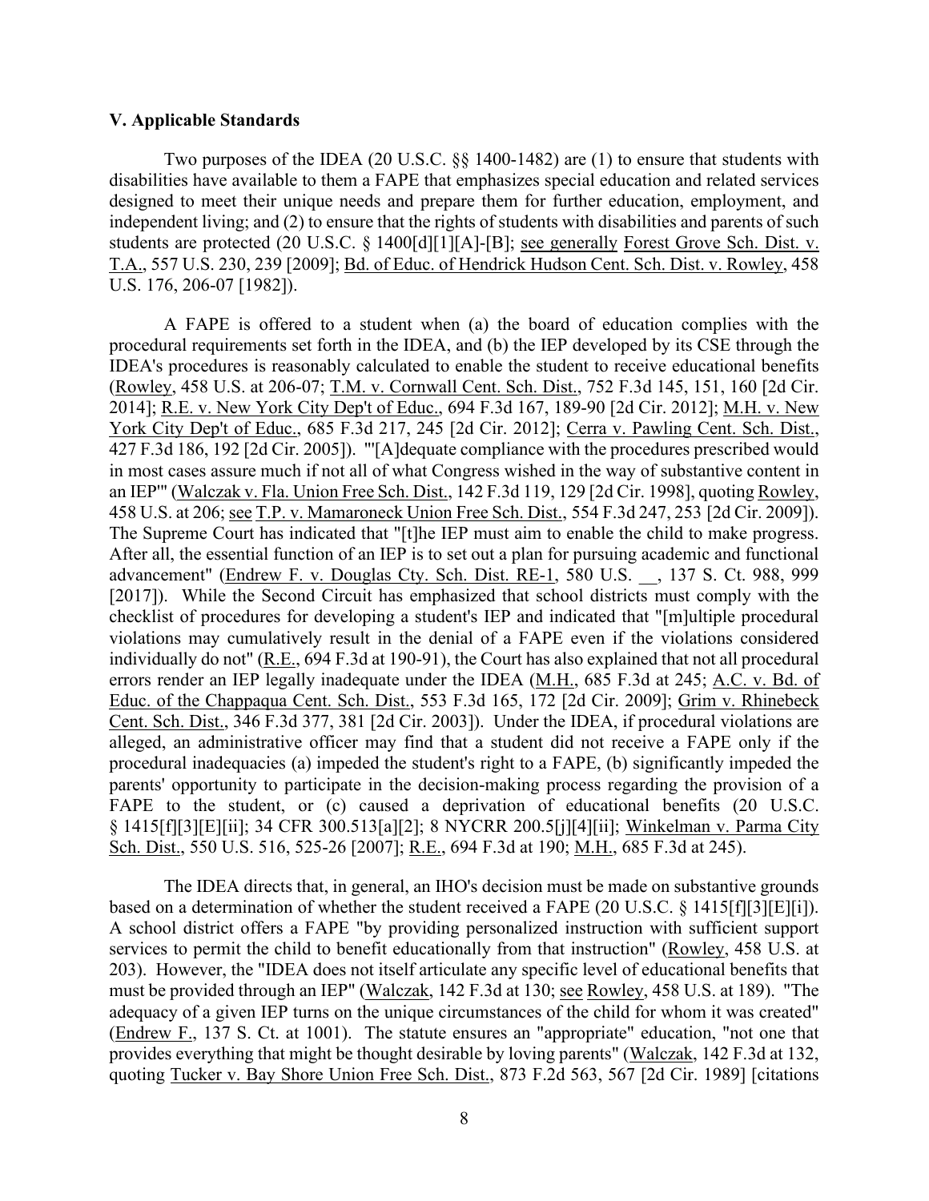### V. Applicable Standards

Two purposes of the IDEA (20 U.S.C. §§ 1400-1482) are (1) to ensure that students with disabilities have available to them a FAPE that emphasizes special education and related services designed to meet their unique needs and prepare them for further education, employment, and independent living; and (2) to ensure that the rights of students with disabilities and parents of such students are protected (20 U.S.C. § 1400[d][1][A]-[B]; see generally Forest Grove Sch. Dist. v. T.A., 557 U.S. 230, 239 [2009]; Bd. of Educ. of Hendrick Hudson Cent. Sch. Dist. v. Rowley, 458 U.S. 176, 206-07 [1982]).

A FAPE is offered to a student when (a) the board of education complies with the procedural requirements set forth in the IDEA, and (b) the IEP developed by its CSE through the IDEA's procedures is reasonably calculated to enable the student to receive educational benefits (Rowley, 458 U.S. at 206-07; T.M. v. Cornwall Cent. Sch. Dist., 752 F.3d 145, 151, 160 [2d Cir. 2014]; R.E. v. New York City Dep't of Educ., 694 F.3d 167, 189-90 [2d Cir. 2012]; M.H. v. New York City Dep't of Educ., 685 F.3d 217, 245 [2d Cir. 2012]; Cerra v. Pawling Cent. Sch. Dist., 427 F.3d 186, 192 [2d Cir. 2005]). "'[A]dequate compliance with the procedures prescribed would in most cases assure much if not all of what Congress wished in the way of substantive content in an IEP'" (Walczak v. Fla. Union Free Sch. Dist., 142 F.3d 119, 129 [2d Cir. 1998], quoting Rowley, 458 U.S. at 206; see T.P. v. Mamaroneck Union Free Sch. Dist., 554 F.3d 247, 253 [2d Cir. 2009]). The Supreme Court has indicated that "[t]he IEP must aim to enable the child to make progress. After all, the essential function of an IEP is to set out a plan for pursuing academic and functional advancement" (Endrew F. v. Douglas Cty. Sch. Dist. RE-1, 580 U.S. \_\_, 137 S. Ct. 988, 999 [2017]). While the Second Circuit has emphasized that school districts must comply with the checklist of procedures for developing a student's IEP and indicated that "[m]ultiple procedural violations may cumulatively result in the denial of a FAPE even if the violations considered individually do not" (R.E., 694 F.3d at 190-91), the Court has also explained that not all procedural errors render an IEP legally inadequate under the IDEA (M.H., 685 F.3d at 245; A.C. v. Bd. of Educ. of the Chappaqua Cent. Sch. Dist., 553 F.3d 165, 172 [2d Cir. 2009]; Grim v. Rhinebeck Cent. Sch. Dist., 346 F.3d 377, 381 [2d Cir. 2003]). Under the IDEA, if procedural violations are alleged, an administrative officer may find that a student did not receive a FAPE only if the procedural inadequacies (a) impeded the student's right to a FAPE, (b) significantly impeded the parents' opportunity to participate in the decision-making process regarding the provision of a FAPE to the student, or (c) caused a deprivation of educational benefits (20 U.S.C. § 1415[f][3][E][ii]; 34 CFR 300.513[a][2]; 8 NYCRR 200.5[j][4][ii]; Winkelman v. Parma City Sch. Dist., 550 U.S. 516, 525-26 [2007]; R.E., 694 F.3d at 190; M.H., 685 F.3d at 245).

The IDEA directs that, in general, an IHO's decision must be made on substantive grounds based on a determination of whether the student received a FAPE (20 U.S.C. § 1415[f][3][E][i]). A school district offers a FAPE "by providing personalized instruction with sufficient support services to permit the child to benefit educationally from that instruction" (Rowley, 458 U.S. at 203). However, the "IDEA does not itself articulate any specific level of educational benefits that must be provided through an IEP" (Walczak, 142 F.3d at 130; see Rowley, 458 U.S. at 189). "The adequacy of a given IEP turns on the unique circumstances of the child for whom it was created" (Endrew F., 137 S. Ct. at 1001). The statute ensures an "appropriate" education, "not one that provides everything that might be thought desirable by loving parents" (Walczak, 142 F.3d at 132, quoting Tucker v. Bay Shore Union Free Sch. Dist., 873 F.2d 563, 567 [2d Cir. 1989] [citations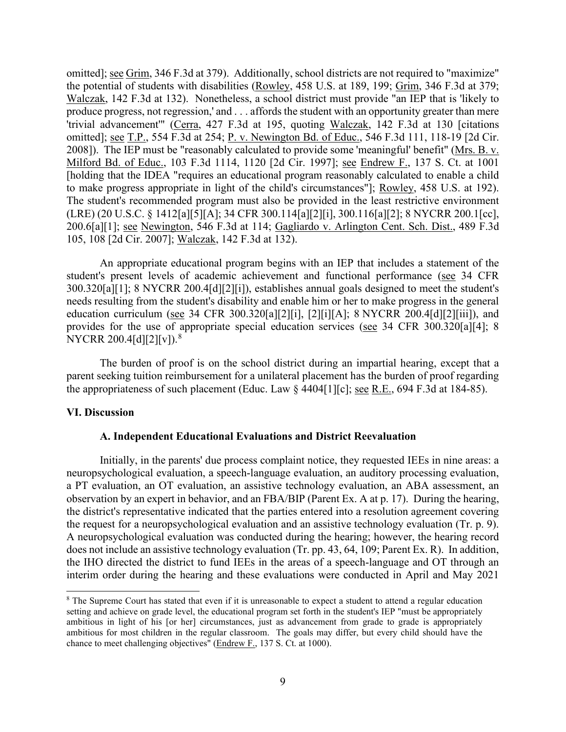omitted]; see Grim, 346 F.3d at 379). Additionally, school districts are not required to "maximize" the potential of students with disabilities (Rowley, 458 U.S. at 189, 199; Grim, 346 F.3d at 379; Walczak, 142 F.3d at 132). Nonetheless, a school district must provide "an IEP that is 'likely to produce progress, not regression,' and . . . affords the student with an opportunity greater than mere 'trivial advancement'" (Cerra, 427 F.3d at 195, quoting Walczak, 142 F.3d at 130 [citations omitted]; see T.P., 554 F.3d at 254; P. v. Newington Bd. of Educ., 546 F.3d 111, 118-19 [2d Cir. 2008]). The IEP must be "reasonably calculated to provide some 'meaningful' benefit" (Mrs. B. v. Milford Bd. of Educ., 103 F.3d 1114, 1120 [2d Cir. 1997]; see Endrew F., 137 S. Ct. at 1001 [holding that the IDEA "requires an educational program reasonably calculated to enable a child to make progress appropriate in light of the child's circumstances"]; Rowley, 458 U.S. at 192). The student's recommended program must also be provided in the least restrictive environment (LRE) (20 U.S.C. § 1412[a][5][A]; 34 CFR 300.114[a][2][i], 300.116[a][2]; 8 NYCRR 200.1[cc], 200.6[a][1]; see Newington, 546 F.3d at 114; Gagliardo v. Arlington Cent. Sch. Dist., 489 F.3d 105, 108 [2d Cir. 2007]; Walczak, 142 F.3d at 132).

An appropriate educational program begins with an IEP that includes a statement of the student's present levels of academic achievement and functional performance (see 34 CFR 300.320[a][1]; 8 NYCRR 200.4[d][2][i]), establishes annual goals designed to meet the student's needs resulting from the student's disability and enable him or her to make progress in the general education curriculum (see 34 CFR 300.320[a][2][i], [2][i][A]; 8 NYCRR 200.4[d][2][iii]), and provides for the use of appropriate special education services (see 34 CFR 300.320[a][4]; 8 NYCRR 200.4[d][2][v]).[8]

The burden of proof is on the school district during an impartial hearing, except that a parent seeking tuition reimbursement for a unilateral placement has the burden of proof regarding the appropriateness of such placement (Educ. Law § 4404[1][c]; see R.E., 694 F.3d at 184-85).

## VI. Discussion

### A. Independent Educational Evaluations and District Reevaluation

Initially, in the parents' due process complaint notice, they requested IEEs in nine areas: a neuropsychological evaluation, a speech-language evaluation, an auditory processing evaluation, a PT evaluation, an OT evaluation, an assistive technology evaluation, an ABA assessment, an observation by an expert in behavior, and an FBA/BIP (Parent Ex. A at p. 17). During the hearing, the district's representative indicated that the parties entered into a resolution agreement covering the request for a neuropsychological evaluation and an assistive technology evaluation (Tr. p. 9). A neuropsychological evaluation was conducted during the hearing; however, the hearing record does not include an assistive technology evaluation (Tr. pp. 43, 64, 109; Parent Ex. R). In addition, the IHO directed the district to fund IEEs in the areas of a speech-language and OT through an interim order during the hearing and these evaluations were conducted in April and May 2021

[8] The Supreme Court has stated that even if it is unreasonable to expect a student to attend a regular education setting and achieve on grade level, the educational program set forth in the student's IEP "must be appropriately ambitious in light of his [or her] circumstances, just as advancement from grade to grade is appropriately ambitious for most children in the regular classroom. The goals may differ, but every child should have the chance to meet challenging objectives" (Endrew F., 137 S. Ct. at 1000).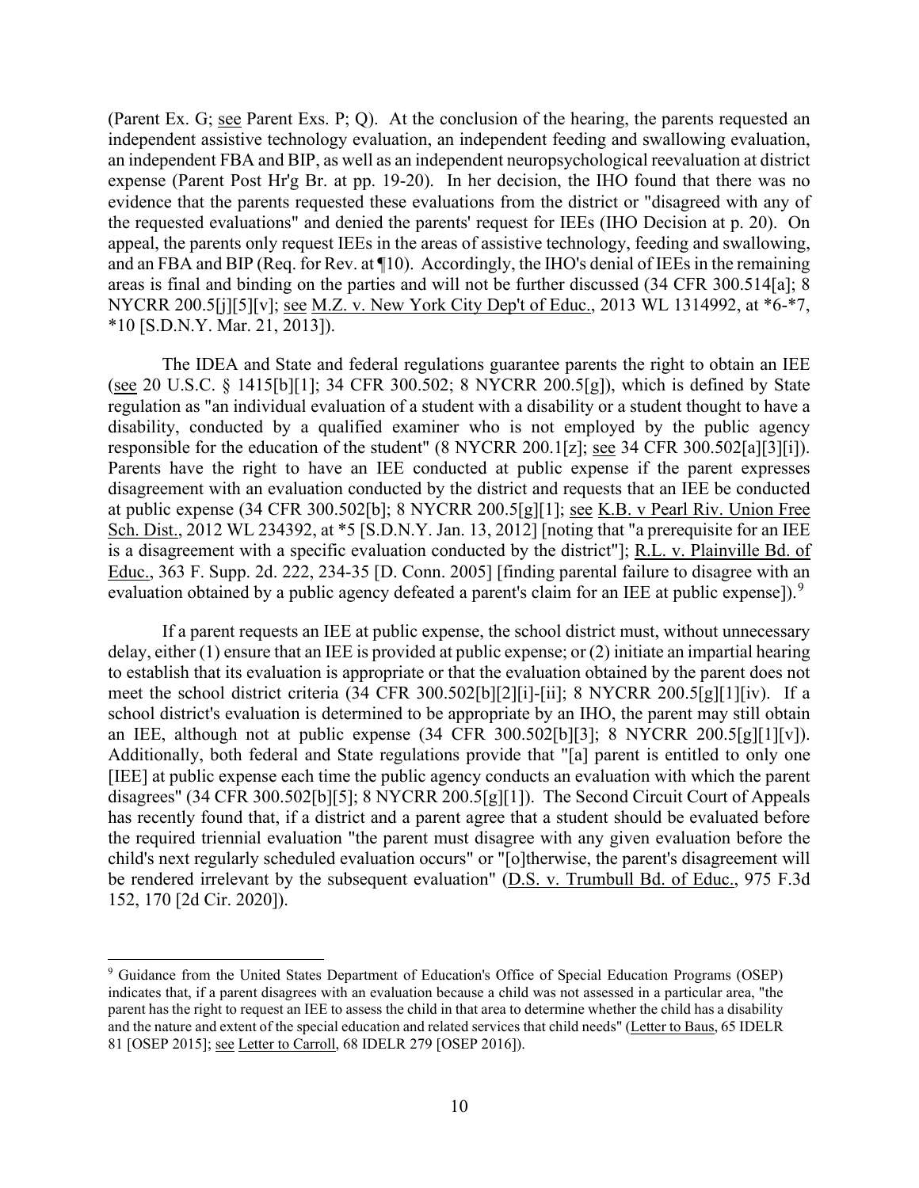(Parent Ex. G; see Parent Exs. P; Q). At the conclusion of the hearing, the parents requested an independent assistive technology evaluation, an independent feeding and swallowing evaluation, an independent FBA and BIP, as well as an independent neuropsychological reevaluation at district expense (Parent Post Hr'g Br. at pp. 19-20). In her decision, the IHO found that there was no evidence that the parents requested these evaluations from the district or "disagreed with any of the requested evaluations" and denied the parents' request for IEEs (IHO Decision at p. 20). On appeal, the parents only request IEEs in the areas of assistive technology, feeding and swallowing, and an FBA and BIP (Req. for Rev. at ¶10). Accordingly, the IHO's denial of IEEs in the remaining areas is final and binding on the parties and will not be further discussed (34 CFR 300.514[a]; 8 NYCRR 200.5[j][5][v]; see M.Z. v. New York City Dep't of Educ., 2013 WL 1314992, at *6-*7, *10 [S.D.N.Y. Mar. 21, 2013]).

The IDEA and State and federal regulations guarantee parents the right to obtain an IEE (see 20 U.S.C. § 1415[b][1]; 34 CFR 300.502; 8 NYCRR 200.5[g]), which is defined by State regulation as "an individual evaluation of a student with a disability or a student thought to have a disability, conducted by a qualified examiner who is not employed by the public agency responsible for the education of the student" (8 NYCRR 200.1[z]; see 34 CFR 300.502[a][3][i]). Parents have the right to have an IEE conducted at public expense if the parent expresses disagreement with an evaluation conducted by the district and requests that an IEE be conducted at public expense (34 CFR 300.502[b]; 8 NYCRR 200.5[g][1]; see K.B. v Pearl Riv. Union Free Sch. Dist., 2012 WL 234392, at *5 [S.D.N.Y. Jan. 13, 2012] [noting that "a prerequisite for an IEE is a disagreement with a specific evaluation conducted by the district"]; R.L. v. Plainville Bd. of Educ., 363 F. Supp. 2d. 222, 234-35 [D. Conn. 2005] [finding parental failure to disagree with an evaluation obtained by a public agency defeated a parent's claim for an IEE at public expense]).[9]

If a parent requests an IEE at public expense, the school district must, without unnecessary delay, either (1) ensure that an IEE is provided at public expense; or (2) initiate an impartial hearing to establish that its evaluation is appropriate or that the evaluation obtained by the parent does not meet the school district criteria (34 CFR 300.502[b][2][i]-[ii]; 8 NYCRR 200.5[g][1][iv). If a school district's evaluation is determined to be appropriate by an IHO, the parent may still obtain an IEE, although not at public expense (34 CFR 300.502[b][3]; 8 NYCRR 200.5[g][1][v]). Additionally, both federal and State regulations provide that "[a] parent is entitled to only one [IEE] at public expense each time the public agency conducts an evaluation with which the parent disagrees" (34 CFR 300.502[b][5]; 8 NYCRR 200.5[g][1]). The Second Circuit Court of Appeals has recently found that, if a district and a parent agree that a student should be evaluated before the required triennial evaluation "the parent must disagree with any given evaluation before the child's next regularly scheduled evaluation occurs" or "[o]therwise, the parent's disagreement will be rendered irrelevant by the subsequent evaluation" (D.S. v. Trumbull Bd. of Educ., 975 F.3d 152, 170 [2d Cir. 2020]).

[9] Guidance from the United States Department of Education's Office of Special Education Programs (OSEP) indicates that, if a parent disagrees with an evaluation because a child was not assessed in a particular area, "the parent has the right to request an IEE to assess the child in that area to determine whether the child has a disability and the nature and extent of the special education and related services that child needs" (Letter to Baus, 65 IDELR 81 [OSEP 2015]; see Letter to Carroll, 68 IDELR 279 [OSEP 2016]).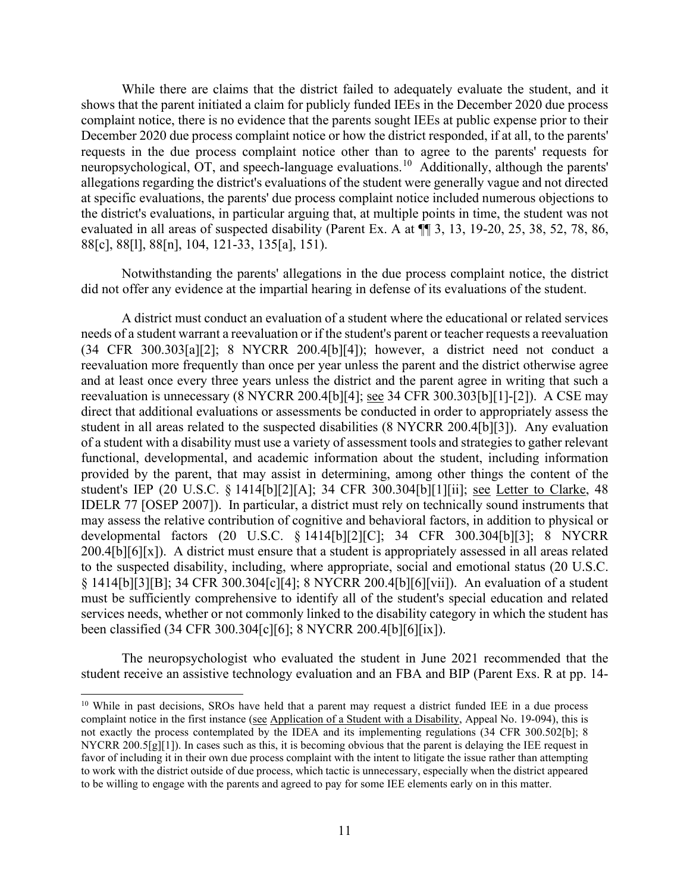While there are claims that the district failed to adequately evaluate the student, and it shows that the parent initiated a claim for publicly funded IEEs in the December 2020 due process complaint notice, there is no evidence that the parents sought IEEs at public expense prior to their December 2020 due process complaint notice or how the district responded, if at all, to the parents' requests in the due process complaint notice other than to agree to the parents' requests for neuropsychological, OT, and speech-language evaluations.[10] Additionally, although the parents' allegations regarding the district's evaluations of the student were generally vague and not directed at specific evaluations, the parents' due process complaint notice included numerous objections to the district's evaluations, in particular arguing that, at multiple points in time, the student was not evaluated in all areas of suspected disability (Parent Ex. A at ¶¶ 3, 13, 19-20, 25, 38, 52, 78, 86, 88[c], 88[l], 88[n], 104, 121-33, 135[a], 151).

Notwithstanding the parents' allegations in the due process complaint notice, the district did not offer any evidence at the impartial hearing in defense of its evaluations of the student.

A district must conduct an evaluation of a student where the educational or related services needs of a student warrant a reevaluation or if the student's parent or teacher requests a reevaluation (34 CFR 300.303[a][2]; 8 NYCRR 200.4[b][4]); however, a district need not conduct a reevaluation more frequently than once per year unless the parent and the district otherwise agree and at least once every three years unless the district and the parent agree in writing that such a reevaluation is unnecessary (8 NYCRR 200.4[b][4]; see 34 CFR 300.303[b][1]-[2]). A CSE may direct that additional evaluations or assessments be conducted in order to appropriately assess the student in all areas related to the suspected disabilities (8 NYCRR 200.4[b][3]). Any evaluation of a student with a disability must use a variety of assessment tools and strategies to gather relevant functional, developmental, and academic information about the student, including information provided by the parent, that may assist in determining, among other things the content of the student's IEP (20 U.S.C. § 1414[b][2][A]; 34 CFR 300.304[b][1][ii]; see Letter to Clarke, 48 IDELR 77 [OSEP 2007]). In particular, a district must rely on technically sound instruments that may assess the relative contribution of cognitive and behavioral factors, in addition to physical or developmental factors (20 U.S.C. § 1414[b][2][C]; 34 CFR 300.304[b][3]; 8 NYCRR 200.4[b][6][x]). A district must ensure that a student is appropriately assessed in all areas related to the suspected disability, including, where appropriate, social and emotional status (20 U.S.C. § 1414[b][3][B]; 34 CFR 300.304[c][4]; 8 NYCRR 200.4[b][6][vii]). An evaluation of a student must be sufficiently comprehensive to identify all of the student's special education and related services needs, whether or not commonly linked to the disability category in which the student has been classified (34 CFR 300.304[c][6]; 8 NYCRR 200.4[b][6][ix]).

The neuropsychologist who evaluated the student in June 2021 recommended that the student receive an assistive technology evaluation and an FBA and BIP (Parent Exs. R at pp. 14-

[10] While in past decisions, SROs have held that a parent may request a district funded IEE in a due process complaint notice in the first instance (see Application of a Student with a Disability, Appeal No. 19-094), this is not exactly the process contemplated by the IDEA and its implementing regulations (34 CFR 300.502[b]; 8 NYCRR 200.5[g][1]). In cases such as this, it is becoming obvious that the parent is delaying the IEE request in favor of including it in their own due process complaint with the intent to litigate the issue rather than attempting to work with the district outside of due process, which tactic is unnecessary, especially when the district appeared to be willing to engage with the parents and agreed to pay for some IEE elements early on in this matter.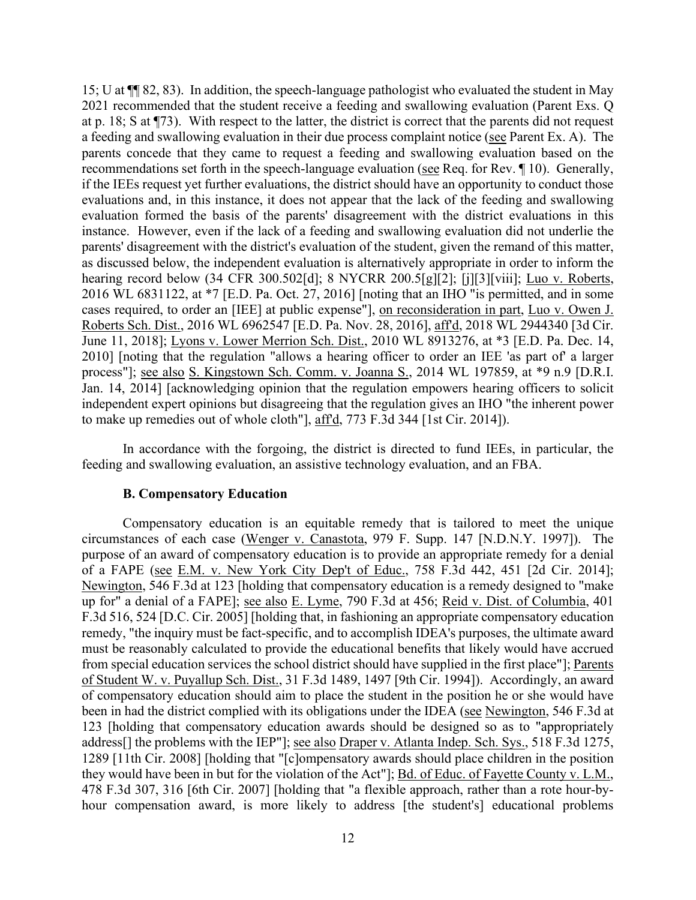15; U at ¶¶ 82, 83). In addition, the speech-language pathologist who evaluated the student in May 2021 recommended that the student receive a feeding and swallowing evaluation (Parent Exs. Q at p. 18; S at ¶73). With respect to the latter, the district is correct that the parents did not request a feeding and swallowing evaluation in their due process complaint notice (see Parent Ex. A). The parents concede that they came to request a feeding and swallowing evaluation based on the recommendations set forth in the speech-language evaluation (see Req. for Rev. ¶ 10). Generally, if the IEEs request yet further evaluations, the district should have an opportunity to conduct those evaluations and, in this instance, it does not appear that the lack of the feeding and swallowing evaluation formed the basis of the parents' disagreement with the district evaluations in this instance. However, even if the lack of a feeding and swallowing evaluation did not underlie the parents' disagreement with the district's evaluation of the student, given the remand of this matter, as discussed below, the independent evaluation is alternatively appropriate in order to inform the hearing record below (34 CFR 300.502[d]; 8 NYCRR 200.5[g][2]; [j][3][viii]; Luo v. Roberts, 2016 WL 6831122, at *7 [E.D. Pa. Oct. 27, 2016] [noting that an IHO "is permitted, and in some cases required, to order an [IEE] at public expense"], on reconsideration in part, Luo v. Owen J. Roberts Sch. Dist., 2016 WL 6962547 [E.D. Pa. Nov. 28, 2016], aff'd, 2018 WL 2944340 [3d Cir. June 11, 2018]; Lyons v. Lower Merrion Sch. Dist., 2010 WL 8913276, at *3 [E.D. Pa. Dec. 14, 2010] [noting that the regulation "allows a hearing officer to order an IEE 'as part of' a larger process"]; see also S. Kingstown Sch. Comm. v. Joanna S., 2014 WL 197859, at *9 n.9 [D.R.I. Jan. 14, 2014] [acknowledging opinion that the regulation empowers hearing officers to solicit independent expert opinions but disagreeing that the regulation gives an IHO "the inherent power to make up remedies out of whole cloth"], aff'd, 773 F.3d 344 [1st Cir. 2014]).

In accordance with the forgoing, the district is directed to fund IEEs, in particular, the feeding and swallowing evaluation, an assistive technology evaluation, and an FBA.

### B. Compensatory Education

Compensatory education is an equitable remedy that is tailored to meet the unique circumstances of each case (Wenger v. Canastota, 979 F. Supp. 147 [N.D.N.Y. 1997]). The purpose of an award of compensatory education is to provide an appropriate remedy for a denial of a FAPE (see E.M. v. New York City Dep't of Educ., 758 F.3d 442, 451 [2d Cir. 2014]; Newington, 546 F.3d at 123 [holding that compensatory education is a remedy designed to "make up for" a denial of a FAPE]; see also E. Lyme, 790 F.3d at 456; Reid v. Dist. of Columbia, 401 F.3d 516, 524 [D.C. Cir. 2005] [holding that, in fashioning an appropriate compensatory education remedy, "the inquiry must be fact-specific, and to accomplish IDEA's purposes, the ultimate award must be reasonably calculated to provide the educational benefits that likely would have accrued from special education services the school district should have supplied in the first place"]; Parents of Student W. v. Puyallup Sch. Dist., 31 F.3d 1489, 1497 [9th Cir. 1994]). Accordingly, an award of compensatory education should aim to place the student in the position he or she would have been in had the district complied with its obligations under the IDEA (see Newington, 546 F.3d at 123 [holding that compensatory education awards should be designed so as to "appropriately address[] the problems with the IEP"]; see also Draper v. Atlanta Indep. Sch. Sys., 518 F.3d 1275, 1289 [11th Cir. 2008] [holding that "[c]ompensatory awards should place children in the position they would have been in but for the violation of the Act"]; Bd. of Educ. of Fayette County v. L.M., 478 F.3d 307, 316 [6th Cir. 2007] [holding that "a flexible approach, rather than a rote hour-by-hour compensation award, is more likely to address [the student's] educational problems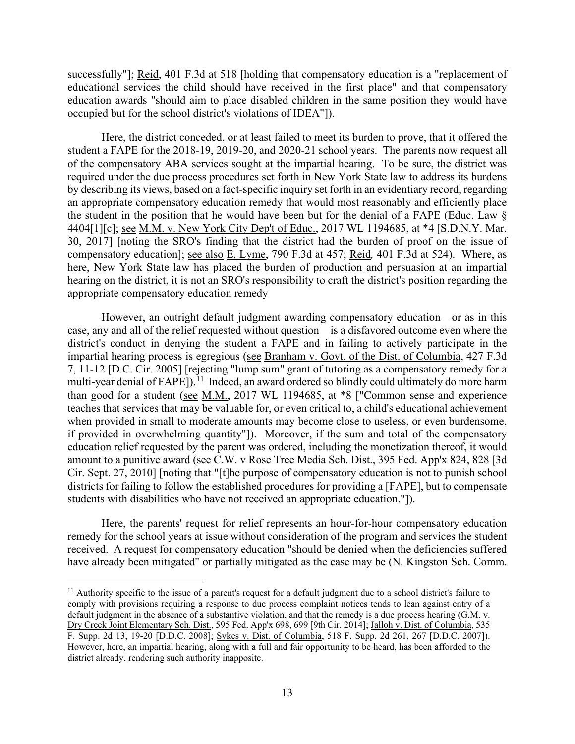successfully"]; Reid, 401 F.3d at 518 [holding that compensatory education is a "replacement of educational services the child should have received in the first place" and that compensatory education awards "should aim to place disabled children in the same position they would have occupied but for the school district's violations of IDEA"]).

Here, the district conceded, or at least failed to meet its burden to prove, that it offered the student a FAPE for the 2018-19, 2019-20, and 2020-21 school years. The parents now request all of the compensatory ABA services sought at the impartial hearing. To be sure, the district was required under the due process procedures set forth in New York State law to address its burdens by describing its views, based on a fact-specific inquiry set forth in an evidentiary record, regarding an appropriate compensatory education remedy that would most reasonably and efficiently place the student in the position that he would have been but for the denial of a FAPE (Educ. Law § 4404[1][c]; see M.M. v. New York City Dep't of Educ., 2017 WL 1194685, at *4 [S.D.N.Y. Mar. 30, 2017] [noting the SRO's finding that the district had the burden of proof on the issue of compensatory education]; see also E. Lyme, 790 F.3d at 457; Reid*,* 401 F.3d at 524). Where, as here, New York State law has placed the burden of production and persuasion at an impartial hearing on the district, it is not an SRO's responsibility to craft the district's position regarding the appropriate compensatory education remedy

However, an outright default judgment awarding compensatory education—or as in this case, any and all of the relief requested without question—is a disfavored outcome even where the district's conduct in denying the student a FAPE and in failing to actively participate in the impartial hearing process is egregious (see Branham v. Govt. of the Dist. of Columbia, 427 F.3d 7, 11-12 [D.C. Cir. 2005] [rejecting "lump sum" grant of tutoring as a compensatory remedy for a multi-year denial of FAPE]).[11] Indeed, an award ordered so blindly could ultimately do more harm than good for a student (see M.M., 2017 WL 1194685, at *8 ["Common sense and experience teaches that services that may be valuable for, or even critical to, a child's educational achievement when provided in small to moderate amounts may become close to useless, or even burdensome, if provided in overwhelming quantity"]). Moreover, if the sum and total of the compensatory education relief requested by the parent was ordered, including the monetization thereof, it would amount to a punitive award (see C.W. v Rose Tree Media Sch. Dist., 395 Fed. App'x 824, 828 [3d Cir. Sept. 27, 2010] [noting that "[t]he purpose of compensatory education is not to punish school districts for failing to follow the established procedures for providing a [FAPE], but to compensate students with disabilities who have not received an appropriate education."]).

Here, the parents' request for relief represents an hour-for-hour compensatory education remedy for the school years at issue without consideration of the program and services the student received. A request for compensatory education "should be denied when the deficiencies suffered have already been mitigated" or partially mitigated as the case may be (N. Kingston Sch. Comm.

---

[11] Authority specific to the issue of a parent's request for a default judgment due to a school district's failure to comply with provisions requiring a response to due process complaint notices tends to lean against entry of a default judgment in the absence of a substantive violation, and that the remedy is a due process hearing (G.M. v. Dry Creek Joint Elementary Sch. Dist., 595 Fed. App'x 698, 699 [9th Cir. 2014]; Jalloh v. Dist. of Columbia, 535 F. Supp. 2d 13, 19-20 [D.D.C. 2008]; Sykes v. Dist. of Columbia, 518 F. Supp. 2d 261, 267 [D.D.C. 2007]). However, here, an impartial hearing, along with a full and fair opportunity to be heard, has been afforded to the district already, rendering such authority inapposite.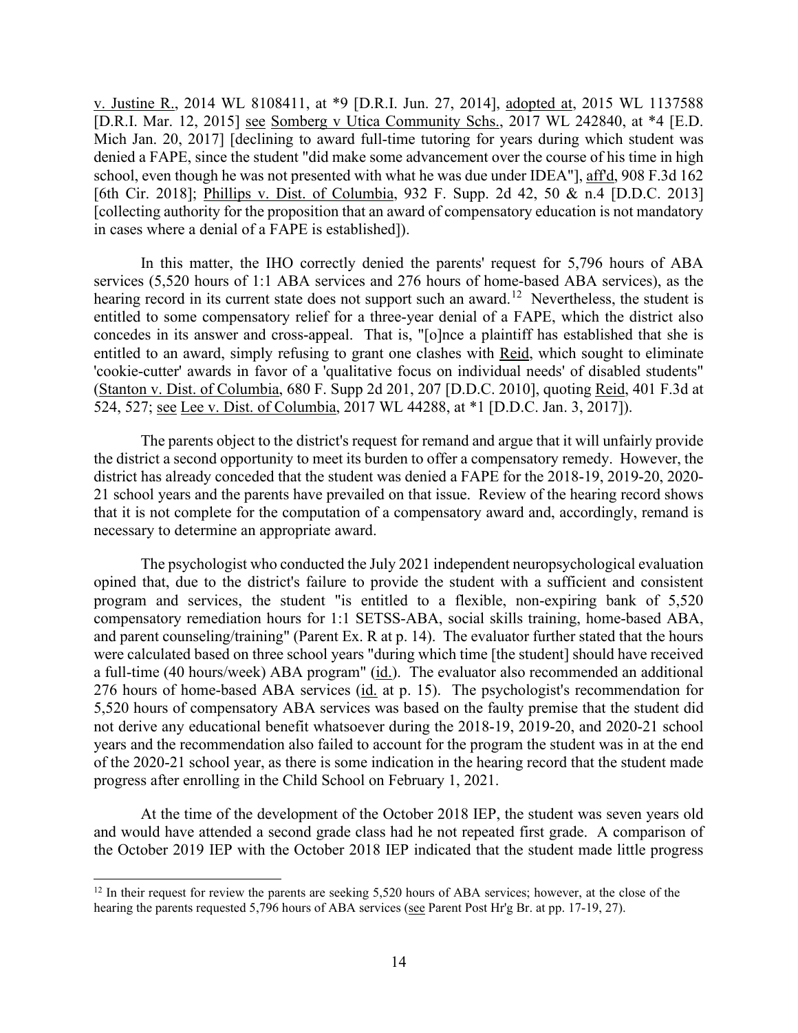v. Justine R., 2014 WL 8108411, at *9 [D.R.I. Jun. 27, 2014], adopted at, 2015 WL 1137588 [D.R.I. Mar. 12, 2015] see Somberg v Utica Community Schs., 2017 WL 242840, at *4 [E.D. Mich Jan. 20, 2017] [declining to award full-time tutoring for years during which student was denied a FAPE, since the student "did make some advancement over the course of his time in high school, even though he was not presented with what he was due under IDEA"], aff'd, 908 F.3d 162 [6th Cir. 2018]; Phillips v. Dist. of Columbia, 932 F. Supp. 2d 42, 50 & n.4 [D.D.C. 2013] [collecting authority for the proposition that an award of compensatory education is not mandatory in cases where a denial of a FAPE is established]).

In this matter, the IHO correctly denied the parents' request for 5,796 hours of ABA services (5,520 hours of 1:1 ABA services and 276 hours of home-based ABA services), as the hearing record in its current state does not support such an award.[12] Nevertheless, the student is entitled to some compensatory relief for a three-year denial of a FAPE, which the district also concedes in its answer and cross-appeal. That is, "[o]nce a plaintiff has established that she is entitled to an award, simply refusing to grant one clashes with Reid, which sought to eliminate 'cookie-cutter' awards in favor of a 'qualitative focus on individual needs' of disabled students" (Stanton v. Dist. of Columbia, 680 F. Supp 2d 201, 207 [D.D.C. 2010], quoting Reid, 401 F.3d at 524, 527; see Lee v. Dist. of Columbia, 2017 WL 44288, at *1 [D.D.C. Jan. 3, 2017]).

The parents object to the district's request for remand and argue that it will unfairly provide the district a second opportunity to meet its burden to offer a compensatory remedy. However, the district has already conceded that the student was denied a FAPE for the 2018-19, 2019-20, 2020-21 school years and the parents have prevailed on that issue. Review of the hearing record shows that it is not complete for the computation of a compensatory award and, accordingly, remand is necessary to determine an appropriate award.

The psychologist who conducted the July 2021 independent neuropsychological evaluation opined that, due to the district's failure to provide the student with a sufficient and consistent program and services, the student "is entitled to a flexible, non-expiring bank of 5,520 compensatory remediation hours for 1:1 SETSS-ABA, social skills training, home-based ABA, and parent counseling/training" (Parent Ex. R at p. 14). The evaluator further stated that the hours were calculated based on three school years "during which time [the student] should have received a full-time (40 hours/week) ABA program" (id.). The evaluator also recommended an additional 276 hours of home-based ABA services (id. at p. 15). The psychologist's recommendation for 5,520 hours of compensatory ABA services was based on the faulty premise that the student did not derive any educational benefit whatsoever during the 2018-19, 2019-20, and 2020-21 school years and the recommendation also failed to account for the program the student was in at the end of the 2020-21 school year, as there is some indication in the hearing record that the student made progress after enrolling in the Child School on February 1, 2021.

At the time of the development of the October 2018 IEP, the student was seven years old and would have attended a second grade class had he not repeated first grade. A comparison of the October 2019 IEP with the October 2018 IEP indicated that the student made little progress

---

[12] In their request for review the parents are seeking 5,520 hours of ABA services; however, at the close of the hearing the parents requested 5,796 hours of ABA services (see Parent Post Hr'g Br. at pp. 17-19, 27).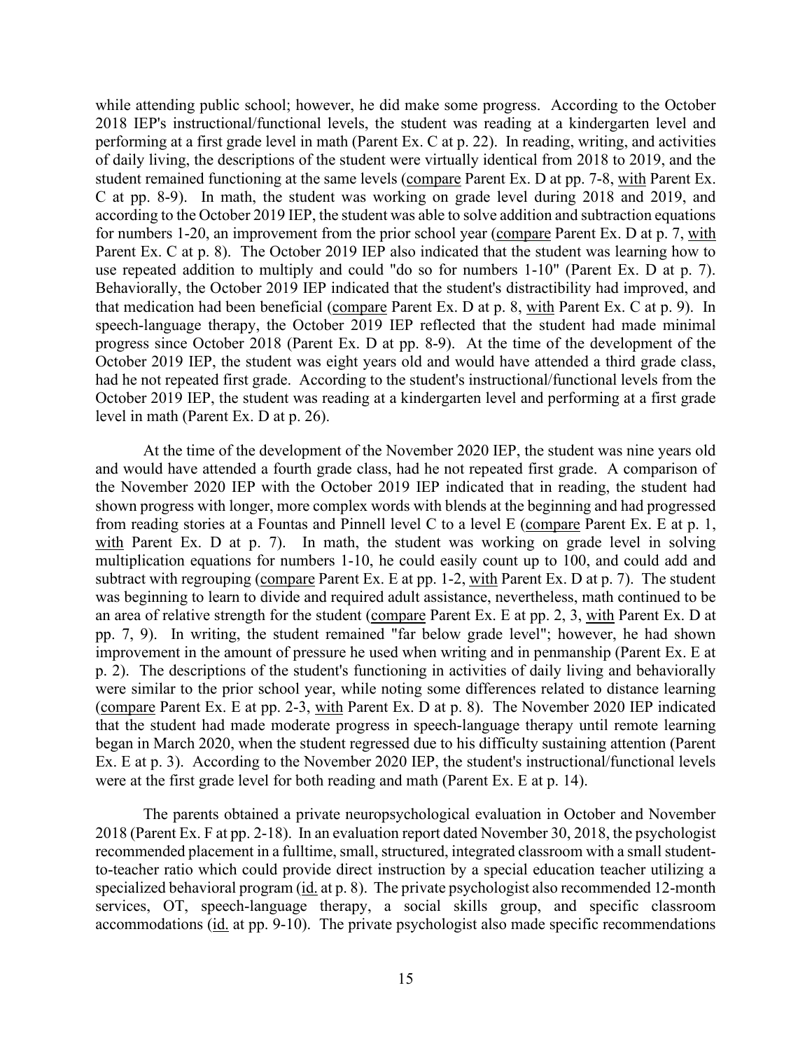while attending public school; however, he did make some progress. According to the October 2018 IEP's instructional/functional levels, the student was reading at a kindergarten level and performing at a first grade level in math (Parent Ex. C at p. 22). In reading, writing, and activities of daily living, the descriptions of the student were virtually identical from 2018 to 2019, and the student remained functioning at the same levels (compare Parent Ex. D at pp. 7-8, with Parent Ex. C at pp. 8-9). In math, the student was working on grade level during 2018 and 2019, and according to the October 2019 IEP, the student was able to solve addition and subtraction equations for numbers 1-20, an improvement from the prior school year (compare Parent Ex. D at p. 7, with Parent Ex. C at p. 8). The October 2019 IEP also indicated that the student was learning how to use repeated addition to multiply and could "do so for numbers 1-10" (Parent Ex. D at p. 7). Behaviorally, the October 2019 IEP indicated that the student's distractibility had improved, and that medication had been beneficial (compare Parent Ex. D at p. 8, with Parent Ex. C at p. 9). In speech-language therapy, the October 2019 IEP reflected that the student had made minimal progress since October 2018 (Parent Ex. D at pp. 8-9). At the time of the development of the October 2019 IEP, the student was eight years old and would have attended a third grade class, had he not repeated first grade. According to the student's instructional/functional levels from the October 2019 IEP, the student was reading at a kindergarten level and performing at a first grade level in math (Parent Ex. D at p. 26).

At the time of the development of the November 2020 IEP, the student was nine years old and would have attended a fourth grade class, had he not repeated first grade. A comparison of the November 2020 IEP with the October 2019 IEP indicated that in reading, the student had shown progress with longer, more complex words with blends at the beginning and had progressed from reading stories at a Fountas and Pinnell level C to a level E (compare Parent Ex. E at p. 1, with Parent Ex. D at p. 7). In math, the student was working on grade level in solving multiplication equations for numbers 1-10, he could easily count up to 100, and could add and subtract with regrouping (compare Parent Ex. E at pp. 1-2, with Parent Ex. D at p. 7). The student was beginning to learn to divide and required adult assistance, nevertheless, math continued to be an area of relative strength for the student (compare Parent Ex. E at pp. 2, 3, with Parent Ex. D at pp. 7, 9). In writing, the student remained "far below grade level"; however, he had shown improvement in the amount of pressure he used when writing and in penmanship (Parent Ex. E at p. 2). The descriptions of the student's functioning in activities of daily living and behaviorally were similar to the prior school year, while noting some differences related to distance learning (compare Parent Ex. E at pp. 2-3, with Parent Ex. D at p. 8). The November 2020 IEP indicated that the student had made moderate progress in speech-language therapy until remote learning began in March 2020, when the student regressed due to his difficulty sustaining attention (Parent Ex. E at p. 3). According to the November 2020 IEP, the student's instructional/functional levels were at the first grade level for both reading and math (Parent Ex. E at p. 14).

The parents obtained a private neuropsychological evaluation in October and November 2018 (Parent Ex. F at pp. 2-18). In an evaluation report dated November 30, 2018, the psychologist recommended placement in a fulltime, small, structured, integrated classroom with a small student-to-teacher ratio which could provide direct instruction by a special education teacher utilizing a specialized behavioral program (id. at p. 8). The private psychologist also recommended 12-month services, OT, speech-language therapy, a social skills group, and specific classroom accommodations (id. at pp. 9-10). The private psychologist also made specific recommendations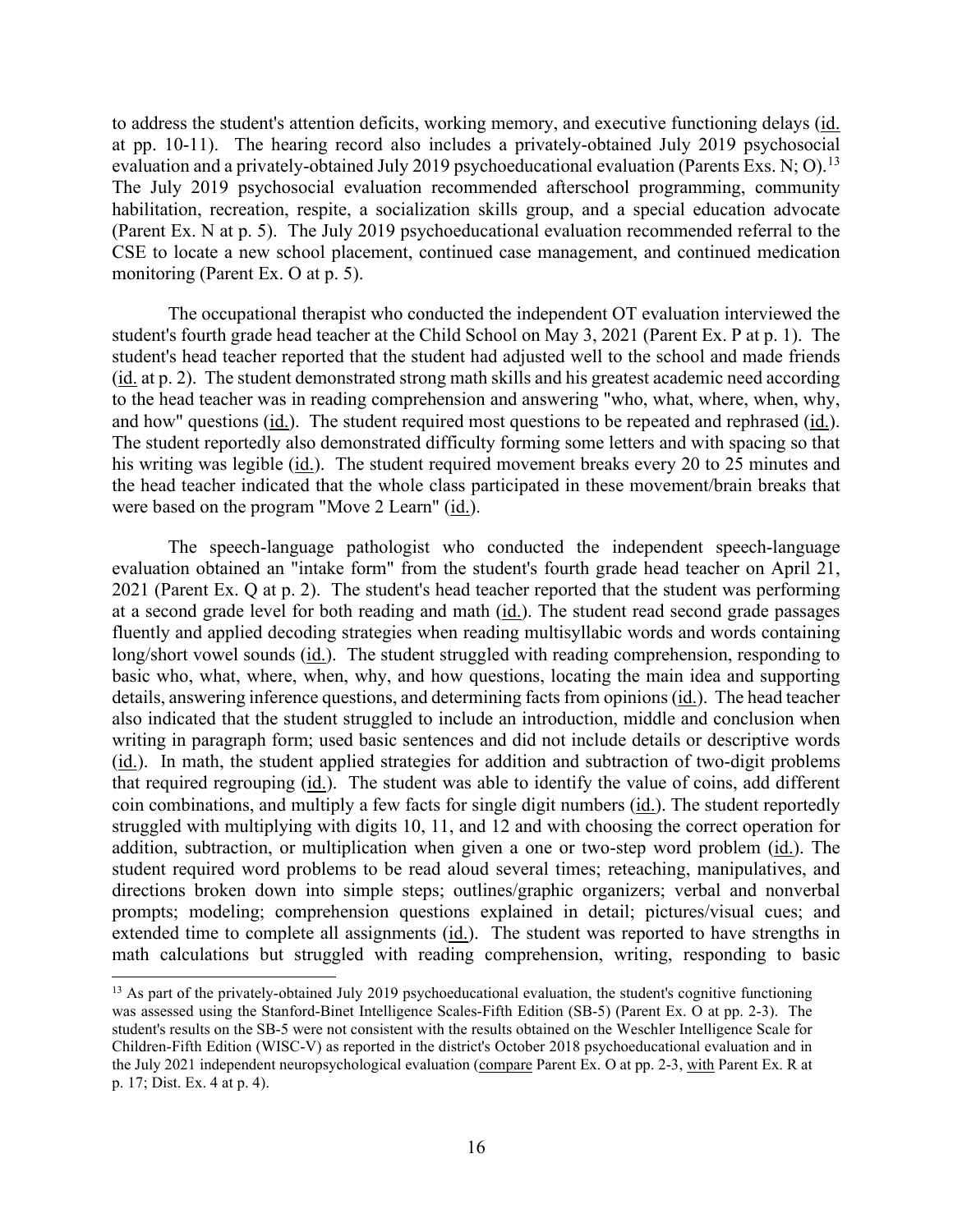to address the student's attention deficits, working memory, and executive functioning delays (id. at pp. 10-11). The hearing record also includes a privately-obtained July 2019 psychosocial evaluation and a privately-obtained July 2019 psychoeducational evaluation (Parents Exs. N; O).[13] The July 2019 psychosocial evaluation recommended afterschool programming, community habilitation, recreation, respite, a socialization skills group, and a special education advocate (Parent Ex. N at p. 5). The July 2019 psychoeducational evaluation recommended referral to the CSE to locate a new school placement, continued case management, and continued medication monitoring (Parent Ex. O at p. 5).

The occupational therapist who conducted the independent OT evaluation interviewed the student's fourth grade head teacher at the Child School on May 3, 2021 (Parent Ex. P at p. 1). The student's head teacher reported that the student had adjusted well to the school and made friends (id. at p. 2). The student demonstrated strong math skills and his greatest academic need according to the head teacher was in reading comprehension and answering "who, what, where, when, why, and how" questions (id.). The student required most questions to be repeated and rephrased (id.). The student reportedly also demonstrated difficulty forming some letters and with spacing so that his writing was legible (id.). The student required movement breaks every 20 to 25 minutes and the head teacher indicated that the whole class participated in these movement/brain breaks that were based on the program "Move 2 Learn" (id.).

The speech-language pathologist who conducted the independent speech-language evaluation obtained an "intake form" from the student's fourth grade head teacher on April 21, 2021 (Parent Ex. Q at p. 2). The student's head teacher reported that the student was performing at a second grade level for both reading and math (id.). The student read second grade passages fluently and applied decoding strategies when reading multisyllabic words and words containing long/short vowel sounds (id.). The student struggled with reading comprehension, responding to basic who, what, where, when, why, and how questions, locating the main idea and supporting details, answering inference questions, and determining facts from opinions (id.). The head teacher also indicated that the student struggled to include an introduction, middle and conclusion when writing in paragraph form; used basic sentences and did not include details or descriptive words (id.). In math, the student applied strategies for addition and subtraction of two-digit problems that required regrouping (id.). The student was able to identify the value of coins, add different coin combinations, and multiply a few facts for single digit numbers (id.). The student reportedly struggled with multiplying with digits 10, 11, and 12 and with choosing the correct operation for addition, subtraction, or multiplication when given a one or two-step word problem (id.). The student required word problems to be read aloud several times; reteaching, manipulatives, and directions broken down into simple steps; outlines/graphic organizers; verbal and nonverbal prompts; modeling; comprehension questions explained in detail; pictures/visual cues; and extended time to complete all assignments (id.). The student was reported to have strengths in math calculations but struggled with reading comprehension, writing, responding to basic

[13] As part of the privately-obtained July 2019 psychoeducational evaluation, the student's cognitive functioning was assessed using the Stanford-Binet Intelligence Scales-Fifth Edition (SB-5) (Parent Ex. O at pp. 2-3). The student's results on the SB-5 were not consistent with the results obtained on the Weschler Intelligence Scale for Children-Fifth Edition (WISC-V) as reported in the district's October 2018 psychoeducational evaluation and in the July 2021 independent neuropsychological evaluation (compare Parent Ex. O at pp. 2-3, with Parent Ex. R at p. 17; Dist. Ex. 4 at p. 4).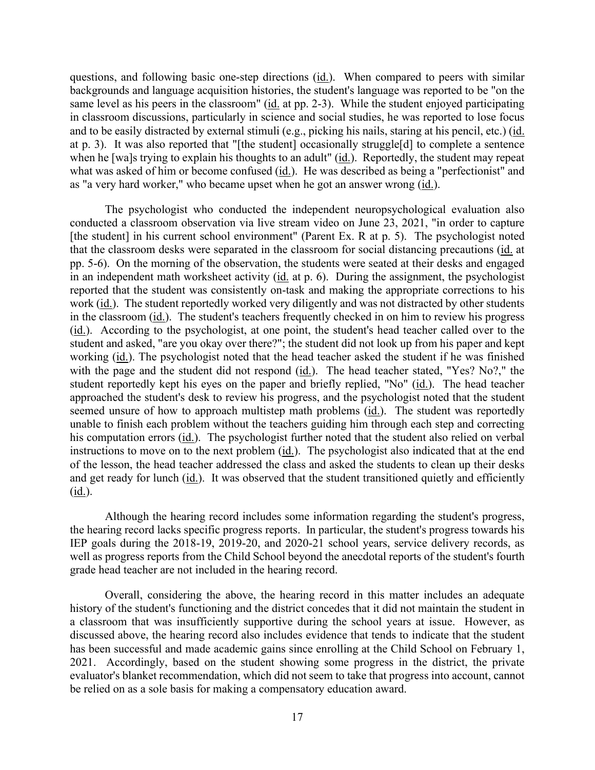questions, and following basic one-step directions (id.). When compared to peers with similar backgrounds and language acquisition histories, the student's language was reported to be "on the same level as his peers in the classroom" (id. at pp. 2-3). While the student enjoyed participating in classroom discussions, particularly in science and social studies, he was reported to lose focus and to be easily distracted by external stimuli (e.g., picking his nails, staring at his pencil, etc.) (id. at p. 3). It was also reported that "[the student] occasionally struggle[d] to complete a sentence when he [wa]s trying to explain his thoughts to an adult" (id.). Reportedly, the student may repeat what was asked of him or become confused (id.). He was described as being a "perfectionist" and as "a very hard worker," who became upset when he got an answer wrong (id.).

The psychologist who conducted the independent neuropsychological evaluation also conducted a classroom observation via live stream video on June 23, 2021, "in order to capture [the student] in his current school environment" (Parent Ex. R at p. 5). The psychologist noted that the classroom desks were separated in the classroom for social distancing precautions (id. at pp. 5-6). On the morning of the observation, the students were seated at their desks and engaged in an independent math worksheet activity (id. at p. 6). During the assignment, the psychologist reported that the student was consistently on-task and making the appropriate corrections to his work (id.). The student reportedly worked very diligently and was not distracted by other students in the classroom (id.). The student's teachers frequently checked in on him to review his progress (id.). According to the psychologist, at one point, the student's head teacher called over to the student and asked, "are you okay over there?"; the student did not look up from his paper and kept working (id.). The psychologist noted that the head teacher asked the student if he was finished with the page and the student did not respond (id.). The head teacher stated, "Yes? No?," the student reportedly kept his eyes on the paper and briefly replied, "No" (id.). The head teacher approached the student's desk to review his progress, and the psychologist noted that the student seemed unsure of how to approach multistep math problems (id.). The student was reportedly unable to finish each problem without the teachers guiding him through each step and correcting his computation errors (id.). The psychologist further noted that the student also relied on verbal instructions to move on to the next problem (id.). The psychologist also indicated that at the end of the lesson, the head teacher addressed the class and asked the students to clean up their desks and get ready for lunch (id.). It was observed that the student transitioned quietly and efficiently (id.).

Although the hearing record includes some information regarding the student's progress, the hearing record lacks specific progress reports. In particular, the student's progress towards his IEP goals during the 2018-19, 2019-20, and 2020-21 school years, service delivery records, as well as progress reports from the Child School beyond the anecdotal reports of the student's fourth grade head teacher are not included in the hearing record.

Overall, considering the above, the hearing record in this matter includes an adequate history of the student's functioning and the district concedes that it did not maintain the student in a classroom that was insufficiently supportive during the school years at issue. However, as discussed above, the hearing record also includes evidence that tends to indicate that the student has been successful and made academic gains since enrolling at the Child School on February 1, 2021. Accordingly, based on the student showing some progress in the district, the private evaluator's blanket recommendation, which did not seem to take that progress into account, cannot be relied on as a sole basis for making a compensatory education award.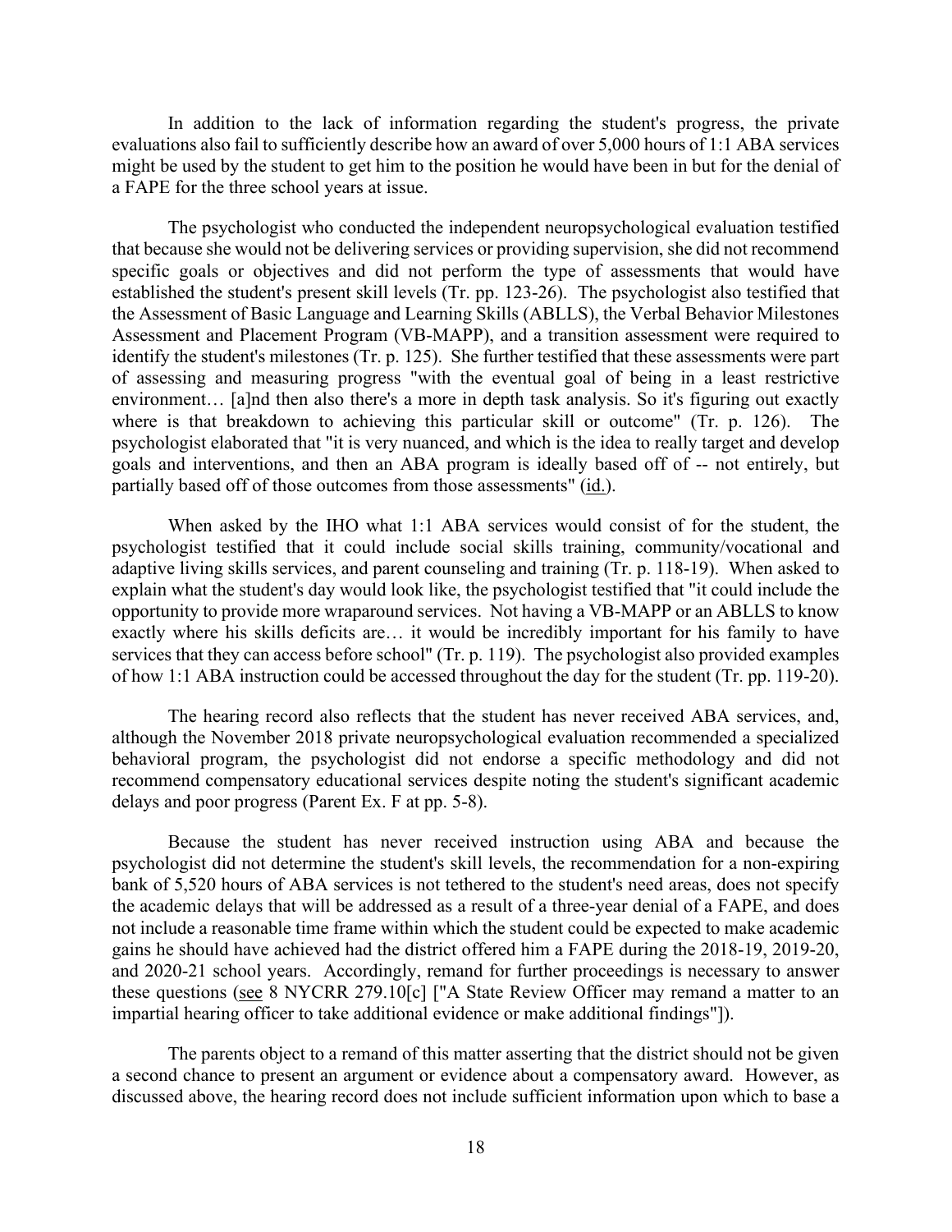In addition to the lack of information regarding the student's progress, the private evaluations also fail to sufficiently describe how an award of over 5,000 hours of 1:1 ABA services might be used by the student to get him to the position he would have been in but for the denial of a FAPE for the three school years at issue.

The psychologist who conducted the independent neuropsychological evaluation testified that because she would not be delivering services or providing supervision, she did not recommend specific goals or objectives and did not perform the type of assessments that would have established the student's present skill levels (Tr. pp. 123-26). The psychologist also testified that the Assessment of Basic Language and Learning Skills (ABLLS), the Verbal Behavior Milestones Assessment and Placement Program (VB-MAPP), and a transition assessment were required to identify the student's milestones (Tr. p. 125). She further testified that these assessments were part of assessing and measuring progress "with the eventual goal of being in a least restrictive environment… [a]nd then also there's a more in depth task analysis. So it's figuring out exactly where is that breakdown to achieving this particular skill or outcome" (Tr. p. 126). The psychologist elaborated that "it is very nuanced, and which is the idea to really target and develop goals and interventions, and then an ABA program is ideally based off of -- not entirely, but partially based off of those outcomes from those assessments" (id.).

When asked by the IHO what 1:1 ABA services would consist of for the student, the psychologist testified that it could include social skills training, community/vocational and adaptive living skills services, and parent counseling and training (Tr. p. 118-19). When asked to explain what the student's day would look like, the psychologist testified that "it could include the opportunity to provide more wraparound services. Not having a VB-MAPP or an ABLLS to know exactly where his skills deficits are… it would be incredibly important for his family to have services that they can access before school" (Tr. p. 119). The psychologist also provided examples of how 1:1 ABA instruction could be accessed throughout the day for the student (Tr. pp. 119-20).

The hearing record also reflects that the student has never received ABA services, and, although the November 2018 private neuropsychological evaluation recommended a specialized behavioral program, the psychologist did not endorse a specific methodology and did not recommend compensatory educational services despite noting the student's significant academic delays and poor progress (Parent Ex. F at pp. 5-8).

Because the student has never received instruction using ABA and because the psychologist did not determine the student's skill levels, the recommendation for a non-expiring bank of 5,520 hours of ABA services is not tethered to the student's need areas, does not specify the academic delays that will be addressed as a result of a three-year denial of a FAPE, and does not include a reasonable time frame within which the student could be expected to make academic gains he should have achieved had the district offered him a FAPE during the 2018-19, 2019-20, and 2020-21 school years. Accordingly, remand for further proceedings is necessary to answer these questions (see 8 NYCRR 279.10[c] ["A State Review Officer may remand a matter to an impartial hearing officer to take additional evidence or make additional findings"]).

The parents object to a remand of this matter asserting that the district should not be given a second chance to present an argument or evidence about a compensatory award. However, as discussed above, the hearing record does not include sufficient information upon which to base a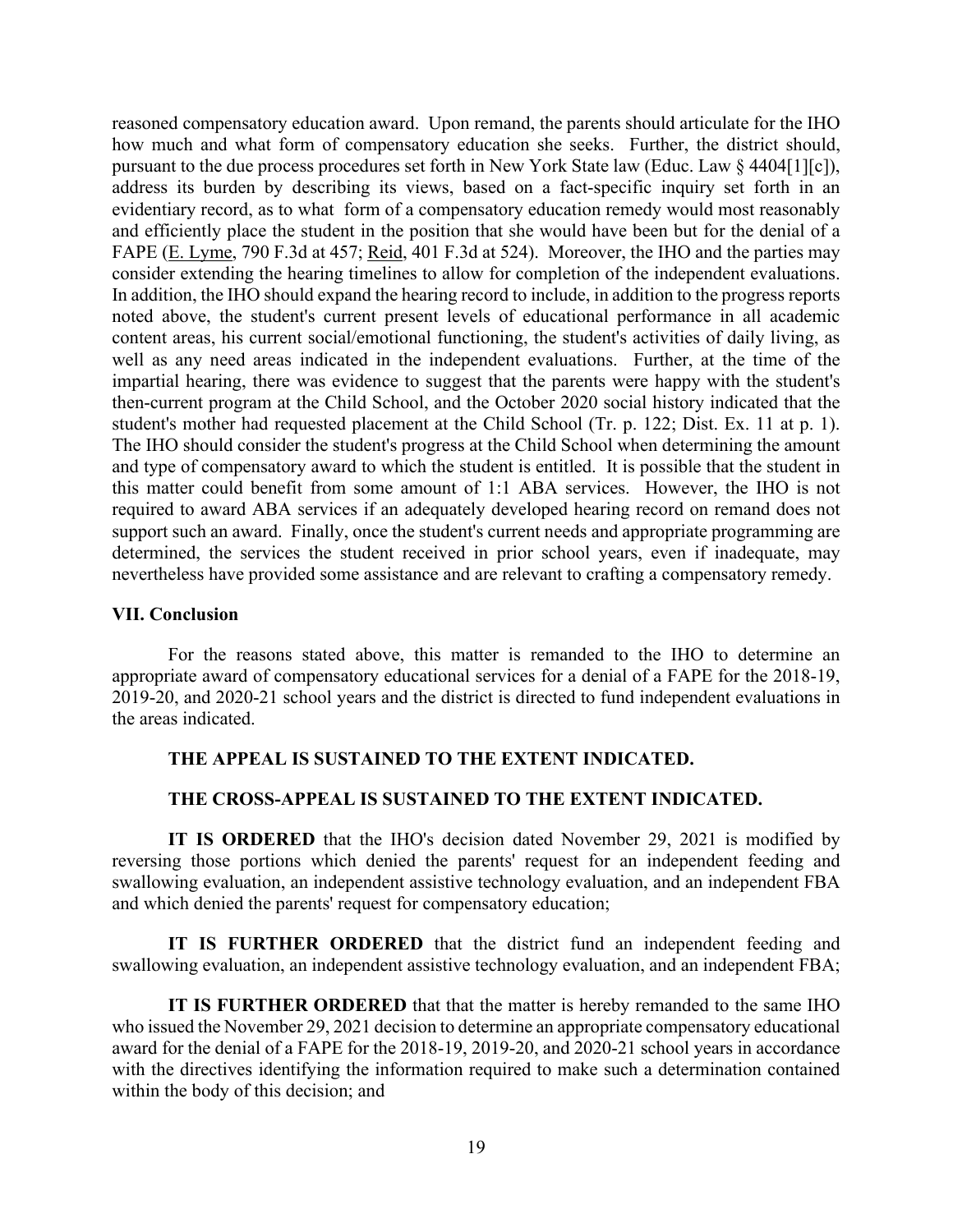reasoned compensatory education award. Upon remand, the parents should articulate for the IHO how much and what form of compensatory education she seeks. Further, the district should, pursuant to the due process procedures set forth in New York State law (Educ. Law § 4404[1][c]), address its burden by describing its views, based on a fact-specific inquiry set forth in an evidentiary record, as to what form of a compensatory education remedy would most reasonably and efficiently place the student in the position that she would have been but for the denial of a FAPE (E. Lyme, 790 F.3d at 457; Reid, 401 F.3d at 524). Moreover, the IHO and the parties may consider extending the hearing timelines to allow for completion of the independent evaluations. In addition, the IHO should expand the hearing record to include, in addition to the progress reports noted above, the student's current present levels of educational performance in all academic content areas, his current social/emotional functioning, the student's activities of daily living, as well as any need areas indicated in the independent evaluations. Further, at the time of the impartial hearing, there was evidence to suggest that the parents were happy with the student's then-current program at the Child School, and the October 2020 social history indicated that the student's mother had requested placement at the Child School (Tr. p. 122; Dist. Ex. 11 at p. 1). The IHO should consider the student's progress at the Child School when determining the amount and type of compensatory award to which the student is entitled. It is possible that the student in this matter could benefit from some amount of 1:1 ABA services. However, the IHO is not required to award ABA services if an adequately developed hearing record on remand does not support such an award. Finally, once the student's current needs and appropriate programming are determined, the services the student received in prior school years, even if inadequate, may nevertheless have provided some assistance and are relevant to crafting a compensatory remedy.

### VII. Conclusion

For the reasons stated above, this matter is remanded to the IHO to determine an appropriate award of compensatory educational services for a denial of a FAPE for the 2018-19, 2019-20, and 2020-21 school years and the district is directed to fund independent evaluations in the areas indicated.

**THE APPEAL IS SUSTAINED TO THE EXTENT INDICATED.**

**THE CROSS-APPEAL IS SUSTAINED TO THE EXTENT INDICATED.**

**IT IS ORDERED** that the IHO's decision dated November 29, 2021 is modified by reversing those portions which denied the parents' request for an independent feeding and swallowing evaluation, an independent assistive technology evaluation, and an independent FBA and which denied the parents' request for compensatory education;

**IT IS FURTHER ORDERED** that the district fund an independent feeding and swallowing evaluation, an independent assistive technology evaluation, and an independent FBA;

**IT IS FURTHER ORDERED** that that the matter is hereby remanded to the same IHO who issued the November 29, 2021 decision to determine an appropriate compensatory educational award for the denial of a FAPE for the 2018-19, 2019-20, and 2020-21 school years in accordance with the directives identifying the information required to make such a determination contained within the body of this decision; and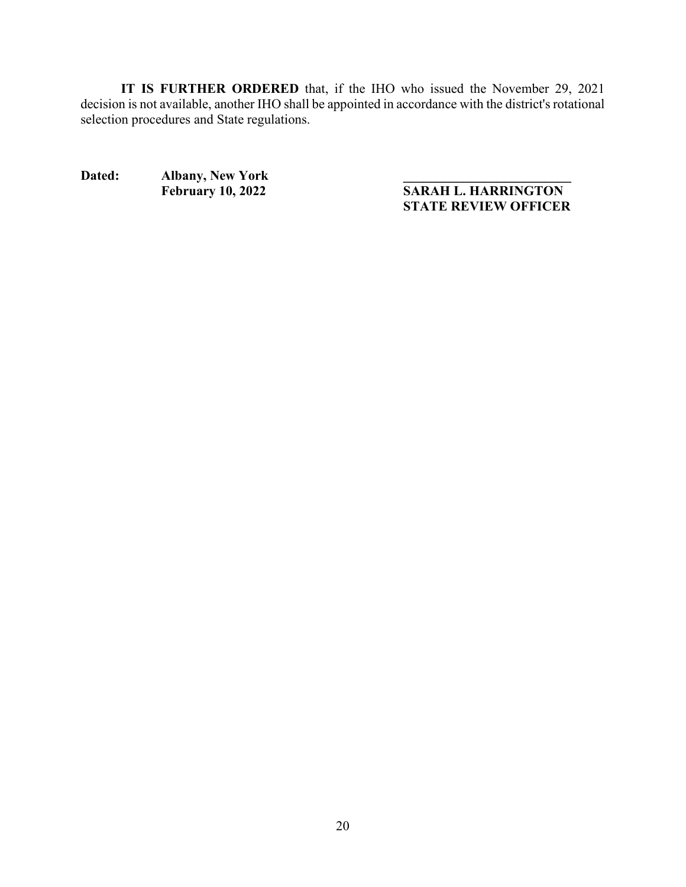**IT IS FURTHER ORDERED** that, if the IHO who issued the November 29, 2021 decision is not available, another IHO shall be appointed in accordance with the district's rotational selection procedures and State regulations.

**Dated:** **Albany, New York**
**February 10, 2022**

**SARAH L. HARRINGTON**
**STATE REVIEW OFFICER**